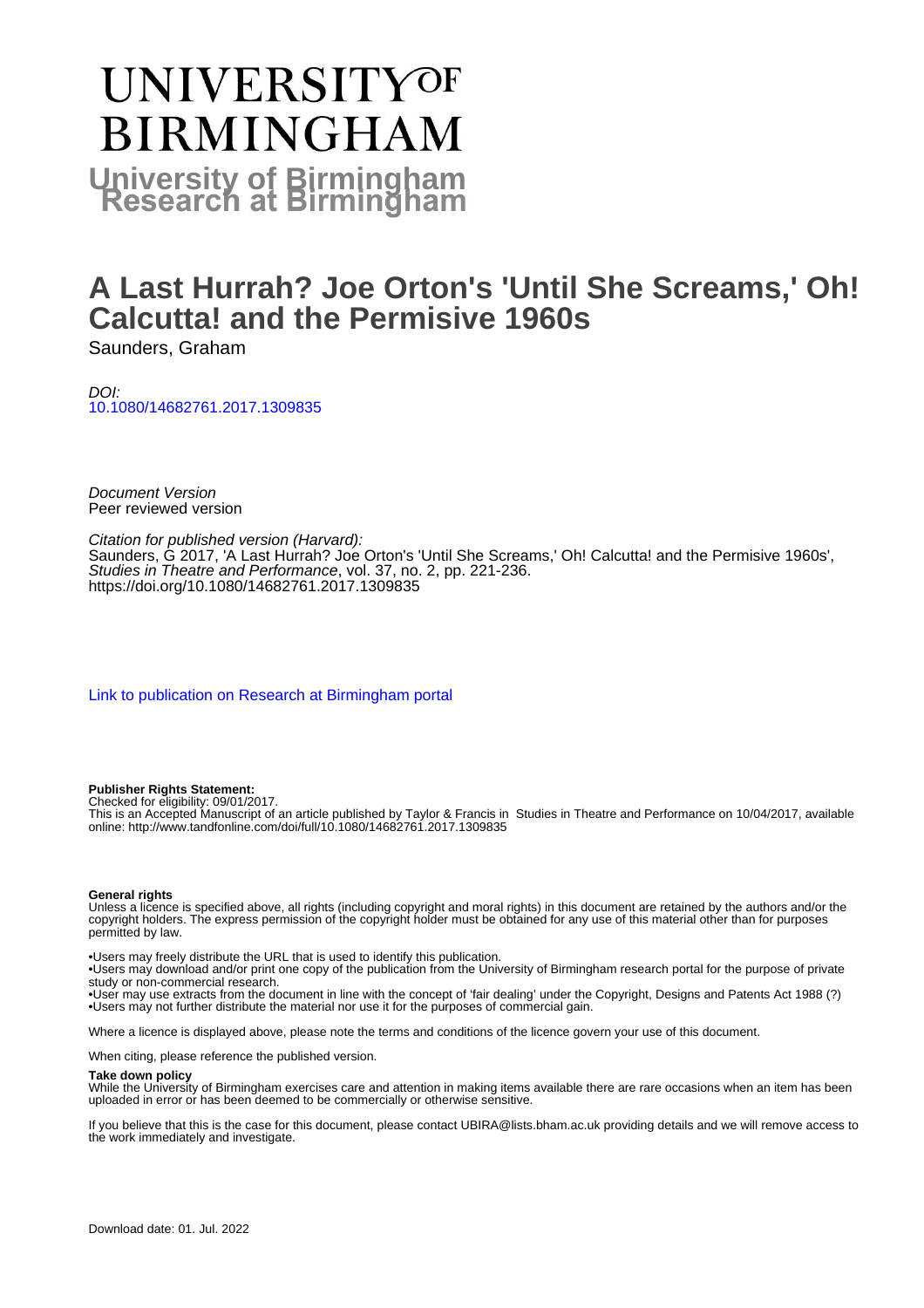# UNIVERSITY OF BIRMINGHAM

**University of Birmingham Research at Birmingham**

# A Last Hurrah? Joe Orton's 'Until She Screams,' Oh! Calcutta! and the Permisive 1960s

Saunders, Graham

*DOI:*
10.1080/14682761.2017.1309835

*Document Version*
Peer reviewed version

*Citation for published version (Harvard):*
Saunders, G 2017, 'A Last Hurrah? Joe Orton's 'Until She Screams,' Oh! Calcutta! and the Permisive 1960s', *Studies in Theatre and Performance*, vol. 37, no. 2, pp. 221-236.
https://doi.org/10.1080/14682761.2017.1309835

Link to publication on Research at Birmingham portal

**Publisher Rights Statement:**
Checked for eligibility: 09/01/2017.
This is an Accepted Manuscript of an article published by Taylor & Francis in Studies in Theatre and Performance on 10/04/2017, available online: http://www.tandfonline.com/doi/full/10.1080/14682761.2017.1309835

**General rights**
Unless a licence is specified above, all rights (including copyright and moral rights) in this document are retained by the authors and/or the copyright holders. The express permission of the copyright holder must be obtained for any use of this material other than for purposes permitted by law.

•Users may freely distribute the URL that is used to identify this publication.
•Users may download and/or print one copy of the publication from the University of Birmingham research portal for the purpose of private study or non-commercial research.
•User may use extracts from the document in line with the concept of 'fair dealing' under the Copyright, Designs and Patents Act 1988 (?)
•Users may not further distribute the material nor use it for the purposes of commercial gain.

Where a licence is displayed above, please note the terms and conditions of the licence govern your use of this document.

When citing, please reference the published version.

**Take down policy**
While the University of Birmingham exercises care and attention in making items available there are rare occasions when an item has been uploaded in error or has been deemed to be commercially or otherwise sensitive.

If you believe that this is the case for this document, please contact UBIRA@lists.bham.ac.uk providing details and we will remove access to the work immediately and investigate.

Download date: 01. Jul. 2022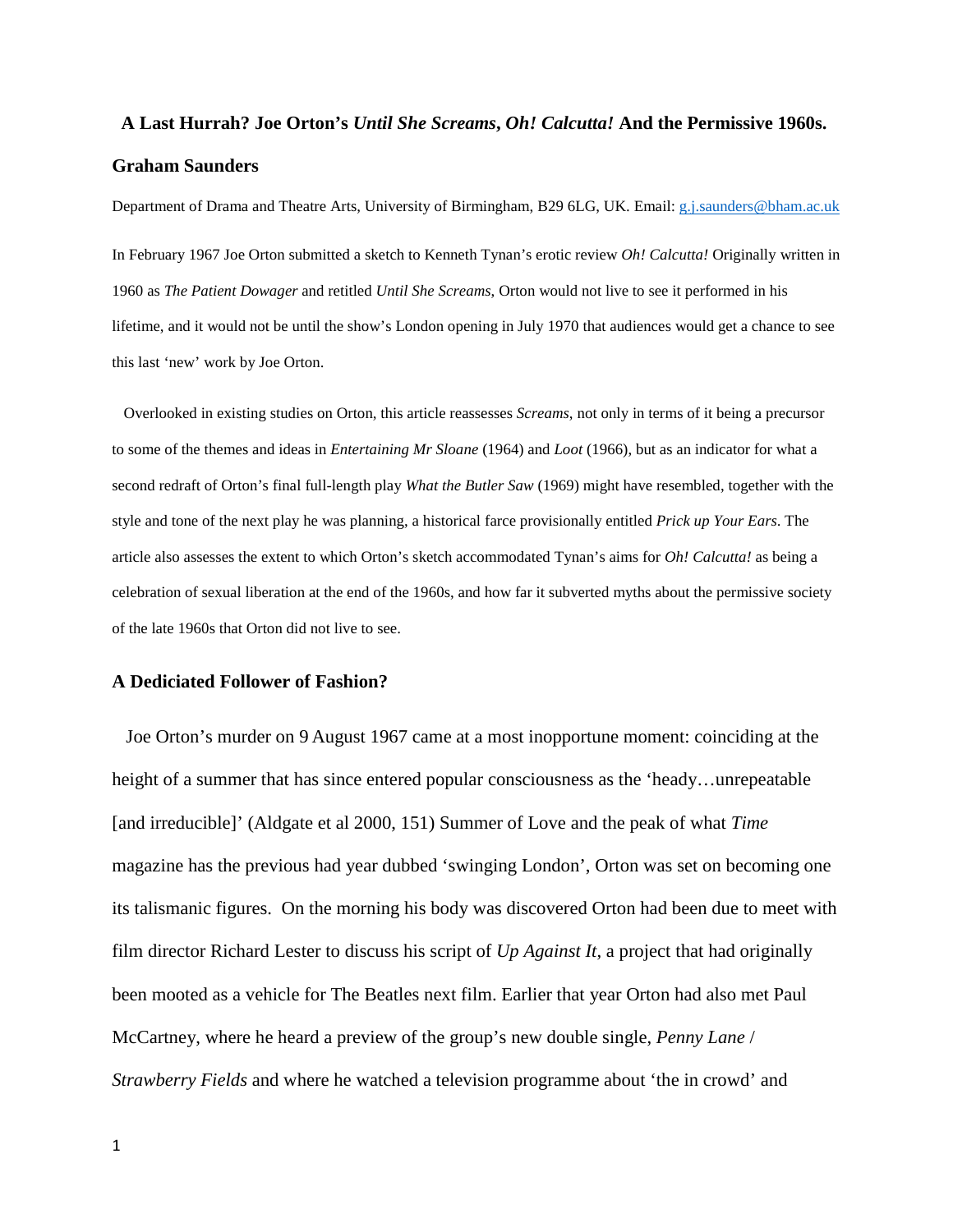# A Last Hurrah? Joe Orton's *Until She Screams*, *Oh! Calcutta!* And the Permissive 1960s.

## Graham Saunders

Department of Drama and Theatre Arts, University of Birmingham, B29 6LG, UK. Email: g.j.saunders@bham.ac.uk

In February 1967 Joe Orton submitted a sketch to Kenneth Tynan's erotic review *Oh! Calcutta!* Originally written in 1960 as *The Patient Dowager* and retitled *Until She Screams,* Orton would not live to see it performed in his lifetime, and it would not be until the show's London opening in July 1970 that audiences would get a chance to see this last 'new' work by Joe Orton.

Overlooked in existing studies on Orton, this article reassesses *Screams*, not only in terms of it being a precursor to some of the themes and ideas in *Entertaining Mr Sloane* (1964) and *Loot* (1966), but as an indicator for what a second redraft of Orton's final full-length play *What the Butler Saw* (1969) might have resembled, together with the style and tone of the next play he was planning, a historical farce provisionally entitled *Prick up Your Ears*. The article also assesses the extent to which Orton's sketch accommodated Tynan's aims for *Oh! Calcutta!* as being a celebration of sexual liberation at the end of the 1960s, and how far it subverted myths about the permissive society of the late 1960s that Orton did not live to see.

### A Dediciated Follower of Fashion?

Joe Orton's murder on 9 August 1967 came at a most inopportune moment: coinciding at the height of a summer that has since entered popular consciousness as the 'heady…unrepeatable [and irreducible]' (Aldgate et al 2000, 151) Summer of Love and the peak of what *Time* magazine has the previous had year dubbed 'swinging London', Orton was set on becoming one its talismanic figures. On the morning his body was discovered Orton had been due to meet with film director Richard Lester to discuss his script of *Up Against It*, a project that had originally been mooted as a vehicle for The Beatles next film. Earlier that year Orton had also met Paul McCartney, where he heard a preview of the group's new double single, *Penny Lane* / *Strawberry Fields* and where he watched a television programme about 'the in crowd' and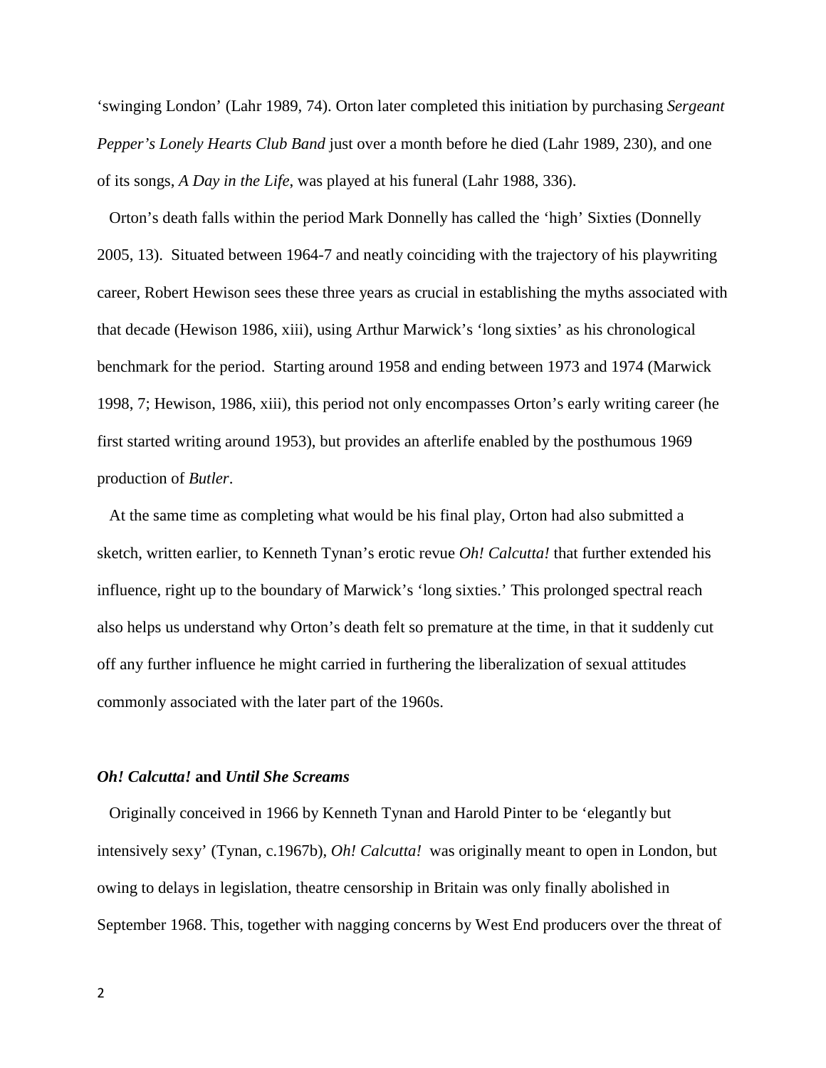'swinging London' (Lahr 1989, 74). Orton later completed this initiation by purchasing *Sergeant Pepper's Lonely Hearts Club Band* just over a month before he died (Lahr 1989, 230), and one of its songs, *A Day in the Life*, was played at his funeral (Lahr 1988, 336).

Orton's death falls within the period Mark Donnelly has called the 'high' Sixties (Donnelly 2005, 13). Situated between 1964-7 and neatly coinciding with the trajectory of his playwriting career, Robert Hewison sees these three years as crucial in establishing the myths associated with that decade (Hewison 1986, xiii), using Arthur Marwick's 'long sixties' as his chronological benchmark for the period. Starting around 1958 and ending between 1973 and 1974 (Marwick 1998, 7; Hewison, 1986, xiii), this period not only encompasses Orton's early writing career (he first started writing around 1953), but provides an afterlife enabled by the posthumous 1969 production of *Butler*.

At the same time as completing what would be his final play, Orton had also submitted a sketch, written earlier, to Kenneth Tynan's erotic revue *Oh! Calcutta!* that further extended his influence, right up to the boundary of Marwick's 'long sixties.' This prolonged spectral reach also helps us understand why Orton's death felt so premature at the time, in that it suddenly cut off any further influence he might carried in furthering the liberalization of sexual attitudes commonly associated with the later part of the 1960s.

## *Oh! Calcutta!* and *Until She Screams*

Originally conceived in 1966 by Kenneth Tynan and Harold Pinter to be 'elegantly but intensively sexy' (Tynan, c.1967b), *Oh! Calcutta!* was originally meant to open in London, but owing to delays in legislation, theatre censorship in Britain was only finally abolished in September 1968. This, together with nagging concerns by West End producers over the threat of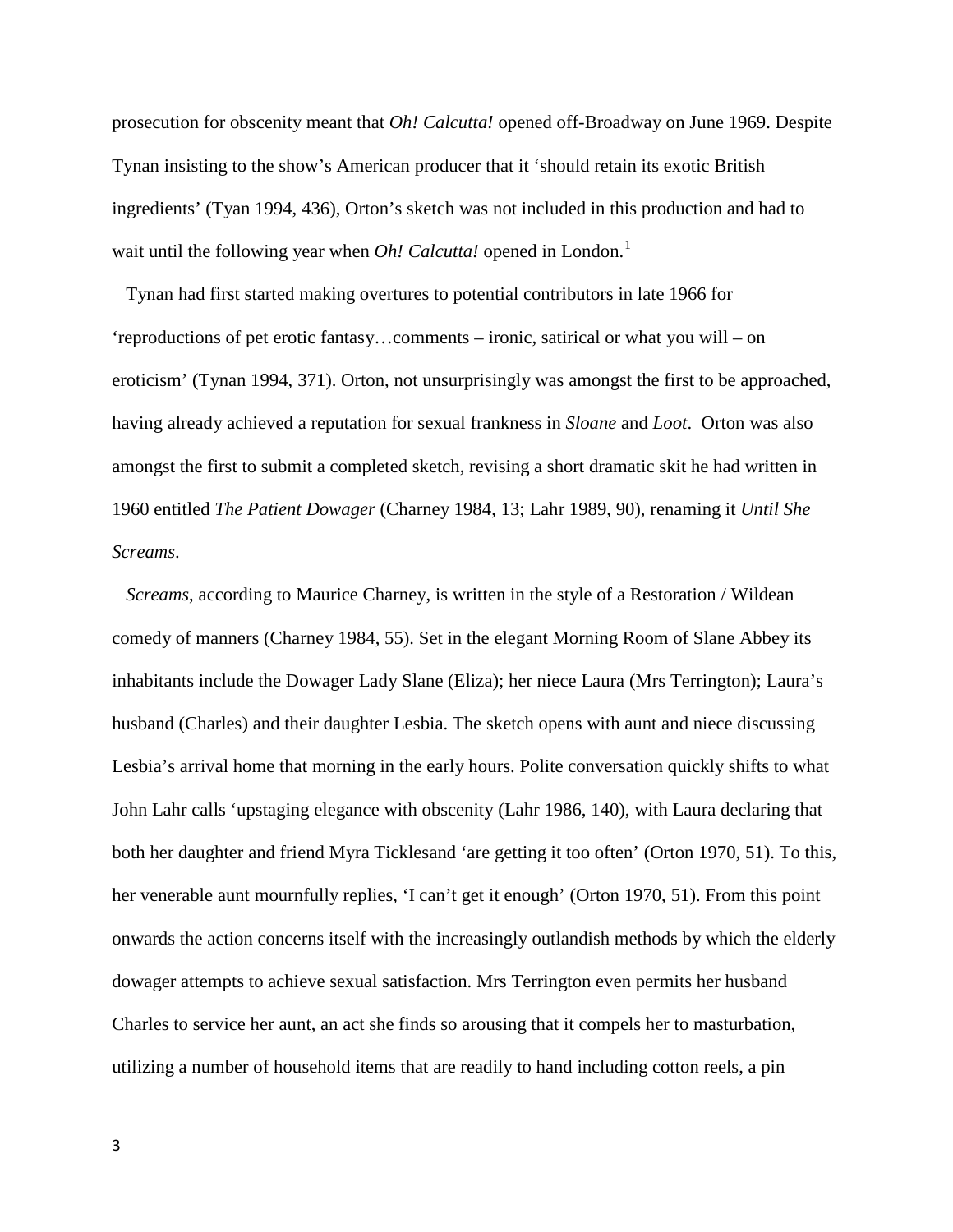prosecution for obscenity meant that *Oh! Calcutta!* opened off-Broadway on June 1969. Despite Tynan insisting to the show's American producer that it 'should retain its exotic British ingredients' (Tyan 1994, 436), Orton's sketch was not included in this production and had to wait until the following year when *Oh! Calcutta!* opened in London.[1]

Tynan had first started making overtures to potential contributors in late 1966 for 'reproductions of pet erotic fantasy…comments – ironic, satirical or what you will – on eroticism' (Tynan 1994, 371). Orton, not unsurprisingly was amongst the first to be approached, having already achieved a reputation for sexual frankness in *Sloane* and *Loot*. Orton was also amongst the first to submit a completed sketch, revising a short dramatic skit he had written in 1960 entitled *The Patient Dowager* (Charney 1984, 13; Lahr 1989, 90), renaming it *Until She Screams*.

*Screams*, according to Maurice Charney, is written in the style of a Restoration / Wildean comedy of manners (Charney 1984, 55). Set in the elegant Morning Room of Slane Abbey its inhabitants include the Dowager Lady Slane (Eliza); her niece Laura (Mrs Terrington); Laura's husband (Charles) and their daughter Lesbia. The sketch opens with aunt and niece discussing Lesbia's arrival home that morning in the early hours. Polite conversation quickly shifts to what John Lahr calls 'upstaging elegance with obscenity (Lahr 1986, 140), with Laura declaring that both her daughter and friend Myra Ticklesand 'are getting it too often' (Orton 1970, 51). To this, her venerable aunt mournfully replies, 'I can't get it enough' (Orton 1970, 51). From this point onwards the action concerns itself with the increasingly outlandish methods by which the elderly dowager attempts to achieve sexual satisfaction. Mrs Terrington even permits her husband Charles to service her aunt, an act she finds so arousing that it compels her to masturbation, utilizing a number of household items that are readily to hand including cotton reels, a pin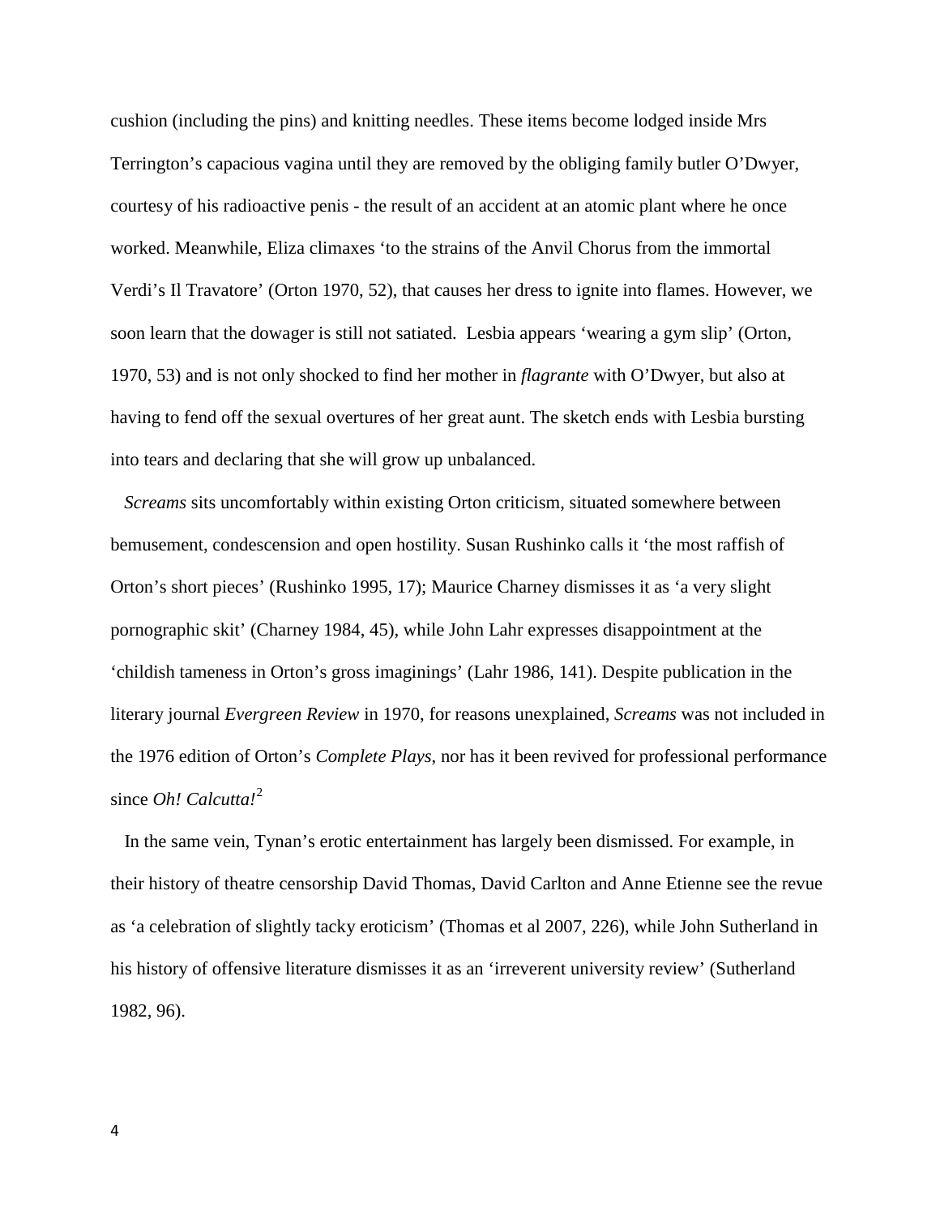cushion (including the pins) and knitting needles. These items become lodged inside Mrs Terrington's capacious vagina until they are removed by the obliging family butler O'Dwyer, courtesy of his radioactive penis - the result of an accident at an atomic plant where he once worked. Meanwhile, Eliza climaxes 'to the strains of the Anvil Chorus from the immortal Verdi's Il Travatore' (Orton 1970, 52), that causes her dress to ignite into flames. However, we soon learn that the dowager is still not satiated. Lesbia appears 'wearing a gym slip' (Orton, 1970, 53) and is not only shocked to find her mother in *flagrante* with O'Dwyer, but also at having to fend off the sexual overtures of her great aunt. The sketch ends with Lesbia bursting into tears and declaring that she will grow up unbalanced.

*Screams* sits uncomfortably within existing Orton criticism, situated somewhere between bemusement, condescension and open hostility. Susan Rushinko calls it 'the most raffish of Orton's short pieces' (Rushinko 1995, 17); Maurice Charney dismisses it as 'a very slight pornographic skit' (Charney 1984, 45), while John Lahr expresses disappointment at the 'childish tameness in Orton's gross imaginings' (Lahr 1986, 141). Despite publication in the literary journal *Evergreen Review* in 1970, for reasons unexplained, *Screams* was not included in the 1976 edition of Orton's *Complete Plays*, nor has it been revived for professional performance since *Oh! Calcutta!*[2]

In the same vein, Tynan's erotic entertainment has largely been dismissed. For example, in their history of theatre censorship David Thomas, David Carlton and Anne Etienne see the revue as 'a celebration of slightly tacky eroticism' (Thomas et al 2007, 226), while John Sutherland in his history of offensive literature dismisses it as an 'irreverent university review' (Sutherland 1982, 96).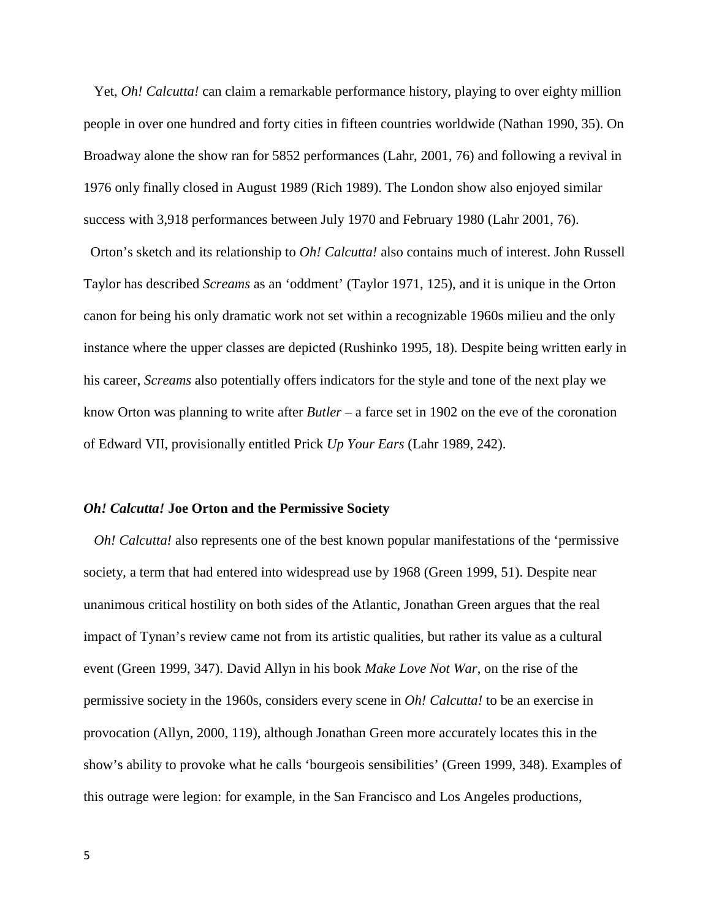Yet, *Oh! Calcutta!* can claim a remarkable performance history, playing to over eighty million people in over one hundred and forty cities in fifteen countries worldwide (Nathan 1990, 35). On Broadway alone the show ran for 5852 performances (Lahr, 2001, 76) and following a revival in 1976 only finally closed in August 1989 (Rich 1989). The London show also enjoyed similar success with 3,918 performances between July 1970 and February 1980 (Lahr 2001, 76).

Orton's sketch and its relationship to *Oh! Calcutta!* also contains much of interest. John Russell Taylor has described *Screams* as an 'oddment' (Taylor 1971, 125), and it is unique in the Orton canon for being his only dramatic work not set within a recognizable 1960s milieu and the only instance where the upper classes are depicted (Rushinko 1995, 18). Despite being written early in his career, *Screams* also potentially offers indicators for the style and tone of the next play we know Orton was planning to write after *Butler* – a farce set in 1902 on the eve of the coronation of Edward VII, provisionally entitled Prick *Up Your Ears* (Lahr 1989, 242).

### *Oh! Calcutta!* Joe Orton and the Permissive Society

*Oh! Calcutta!* also represents one of the best known popular manifestations of the 'permissive society, a term that had entered into widespread use by 1968 (Green 1999, 51). Despite near unanimous critical hostility on both sides of the Atlantic, Jonathan Green argues that the real impact of Tynan's review came not from its artistic qualities, but rather its value as a cultural event (Green 1999, 347). David Allyn in his book *Make Love Not War*, on the rise of the permissive society in the 1960s, considers every scene in *Oh! Calcutta!* to be an exercise in provocation (Allyn, 2000, 119), although Jonathan Green more accurately locates this in the show's ability to provoke what he calls 'bourgeois sensibilities' (Green 1999, 348). Examples of this outrage were legion: for example, in the San Francisco and Los Angeles productions,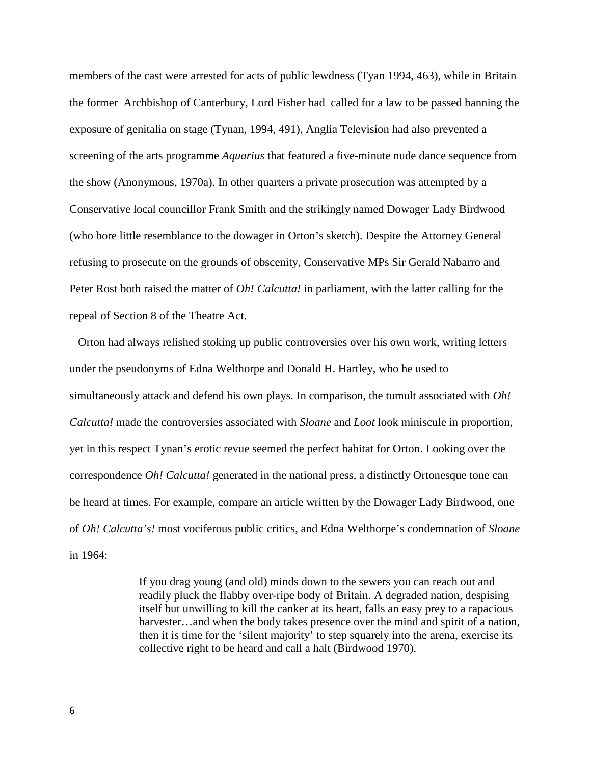members of the cast were arrested for acts of public lewdness (Tyan 1994, 463), while in Britain the former Archbishop of Canterbury, Lord Fisher had called for a law to be passed banning the exposure of genitalia on stage (Tynan, 1994, 491), Anglia Television had also prevented a screening of the arts programme *Aquarius* that featured a five-minute nude dance sequence from the show (Anonymous, 1970a). In other quarters a private prosecution was attempted by a Conservative local councillor Frank Smith and the strikingly named Dowager Lady Birdwood (who bore little resemblance to the dowager in Orton's sketch). Despite the Attorney General refusing to prosecute on the grounds of obscenity, Conservative MPs Sir Gerald Nabarro and Peter Rost both raised the matter of *Oh! Calcutta!* in parliament, with the latter calling for the repeal of Section 8 of the Theatre Act.

Orton had always relished stoking up public controversies over his own work, writing letters under the pseudonyms of Edna Welthorpe and Donald H. Hartley, who he used to simultaneously attack and defend his own plays. In comparison, the tumult associated with *Oh! Calcutta!* made the controversies associated with *Sloane* and *Loot* look miniscule in proportion, yet in this respect Tynan's erotic revue seemed the perfect habitat for Orton. Looking over the correspondence *Oh! Calcutta!* generated in the national press, a distinctly Ortonesque tone can be heard at times. For example, compare an article written by the Dowager Lady Birdwood, one of *Oh! Calcutta's!* most vociferous public critics, and Edna Welthorpe's condemnation of *Sloane* in 1964:

> If you drag young (and old) minds down to the sewers you can reach out and readily pluck the flabby over-ripe body of Britain. A degraded nation, despising itself but unwilling to kill the canker at its heart, falls an easy prey to a rapacious harvester…and when the body takes presence over the mind and spirit of a nation, then it is time for the 'silent majority' to step squarely into the arena, exercise its collective right to be heard and call a halt (Birdwood 1970).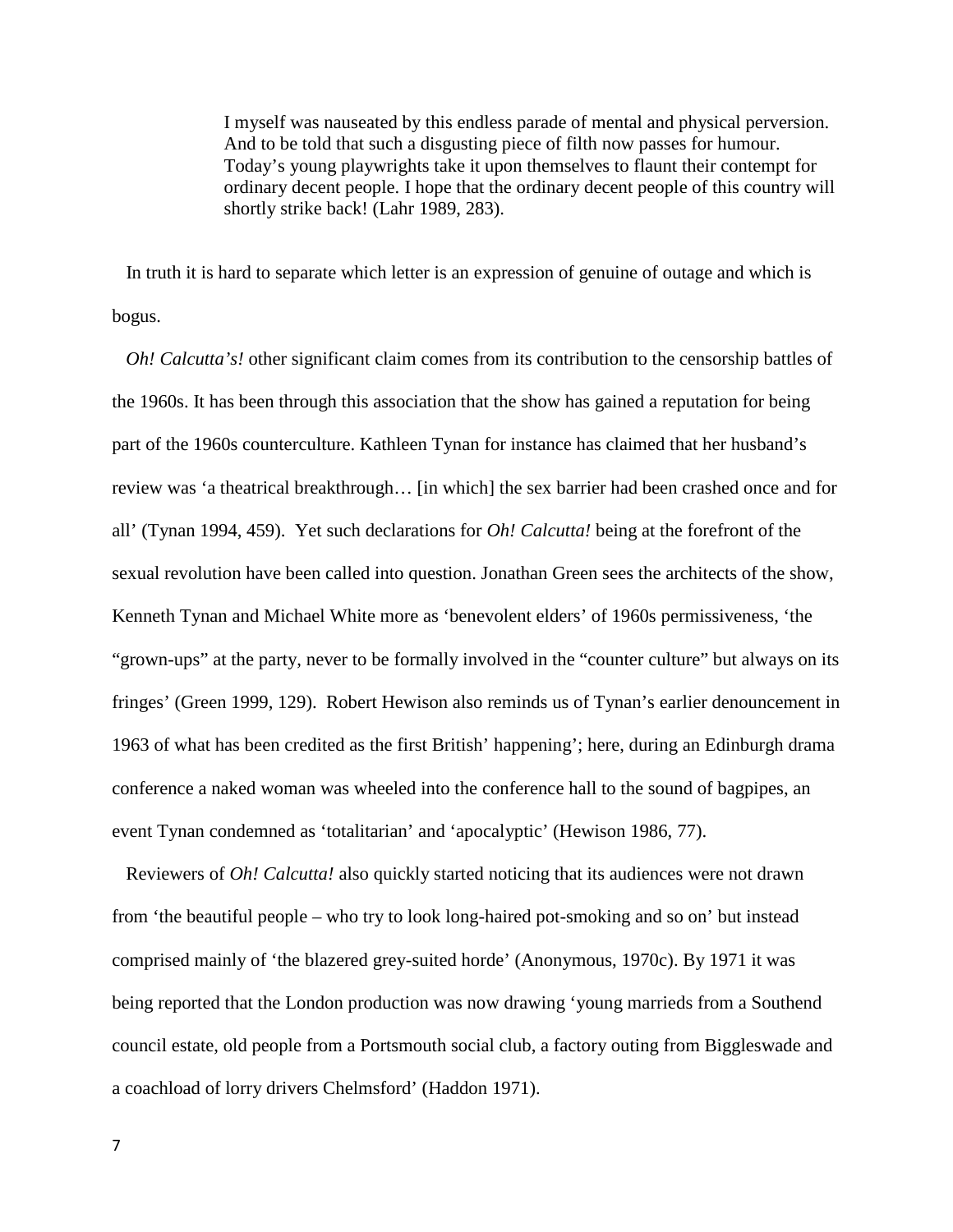> I myself was nauseated by this endless parade of mental and physical perversion. And to be told that such a disgusting piece of filth now passes for humour. Today's young playwrights take it upon themselves to flaunt their contempt for ordinary decent people. I hope that the ordinary decent people of this country will shortly strike back! (Lahr 1989, 283).

In truth it is hard to separate which letter is an expression of genuine of outage and which is bogus.

*Oh! Calcutta's!* other significant claim comes from its contribution to the censorship battles of the 1960s. It has been through this association that the show has gained a reputation for being part of the 1960s counterculture. Kathleen Tynan for instance has claimed that her husband's review was 'a theatrical breakthrough… [in which] the sex barrier had been crashed once and for all' (Tynan 1994, 459). Yet such declarations for *Oh! Calcutta!* being at the forefront of the sexual revolution have been called into question. Jonathan Green sees the architects of the show, Kenneth Tynan and Michael White more as 'benevolent elders' of 1960s permissiveness, 'the "grown-ups" at the party, never to be formally involved in the "counter culture" but always on its fringes' (Green 1999, 129). Robert Hewison also reminds us of Tynan's earlier denouncement in 1963 of what has been credited as the first British' happening'; here, during an Edinburgh drama conference a naked woman was wheeled into the conference hall to the sound of bagpipes, an event Tynan condemned as 'totalitarian' and 'apocalyptic' (Hewison 1986, 77).

Reviewers of *Oh! Calcutta!* also quickly started noticing that its audiences were not drawn from 'the beautiful people – who try to look long-haired pot-smoking and so on' but instead comprised mainly of 'the blazered grey-suited horde' (Anonymous, 1970c). By 1971 it was being reported that the London production was now drawing 'young marrieds from a Southend council estate, old people from a Portsmouth social club, a factory outing from Biggleswade and a coachload of lorry drivers Chelmsford' (Haddon 1971).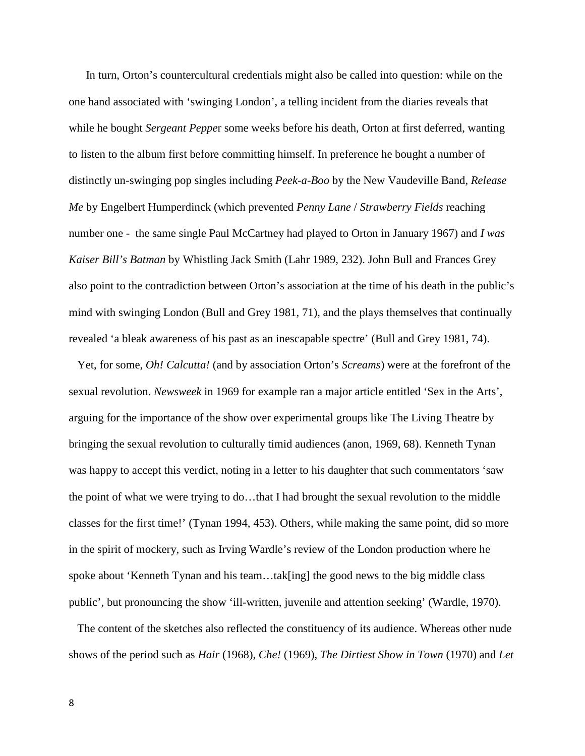In turn, Orton's countercultural credentials might also be called into question: while on the one hand associated with 'swinging London', a telling incident from the diaries reveals that while he bought *Sergeant Pepper* some weeks before his death, Orton at first deferred, wanting to listen to the album first before committing himself. In preference he bought a number of distinctly un-swinging pop singles including *Peek-a-Boo* by the New Vaudeville Band, *Release Me* by Engelbert Humperdinck (which prevented *Penny Lane* / *Strawberry Fields* reaching number one - the same single Paul McCartney had played to Orton in January 1967) and *I was Kaiser Bill's Batman* by Whistling Jack Smith (Lahr 1989, 232). John Bull and Frances Grey also point to the contradiction between Orton's association at the time of his death in the public's mind with swinging London (Bull and Grey 1981, 71), and the plays themselves that continually revealed 'a bleak awareness of his past as an inescapable spectre' (Bull and Grey 1981, 74).

Yet, for some, *Oh! Calcutta!* (and by association Orton's *Screams*) were at the forefront of the sexual revolution. *Newsweek* in 1969 for example ran a major article entitled 'Sex in the Arts', arguing for the importance of the show over experimental groups like The Living Theatre by bringing the sexual revolution to culturally timid audiences (anon, 1969, 68). Kenneth Tynan was happy to accept this verdict, noting in a letter to his daughter that such commentators 'saw the point of what we were trying to do…that I had brought the sexual revolution to the middle classes for the first time!' (Tynan 1994, 453). Others, while making the same point, did so more in the spirit of mockery, such as Irving Wardle's review of the London production where he spoke about 'Kenneth Tynan and his team…tak[ing] the good news to the big middle class public', but pronouncing the show 'ill-written, juvenile and attention seeking' (Wardle, 1970).

The content of the sketches also reflected the constituency of its audience. Whereas other nude shows of the period such as *Hair* (1968), *Che!* (1969), *The Dirtiest Show in Town* (1970) and *Let*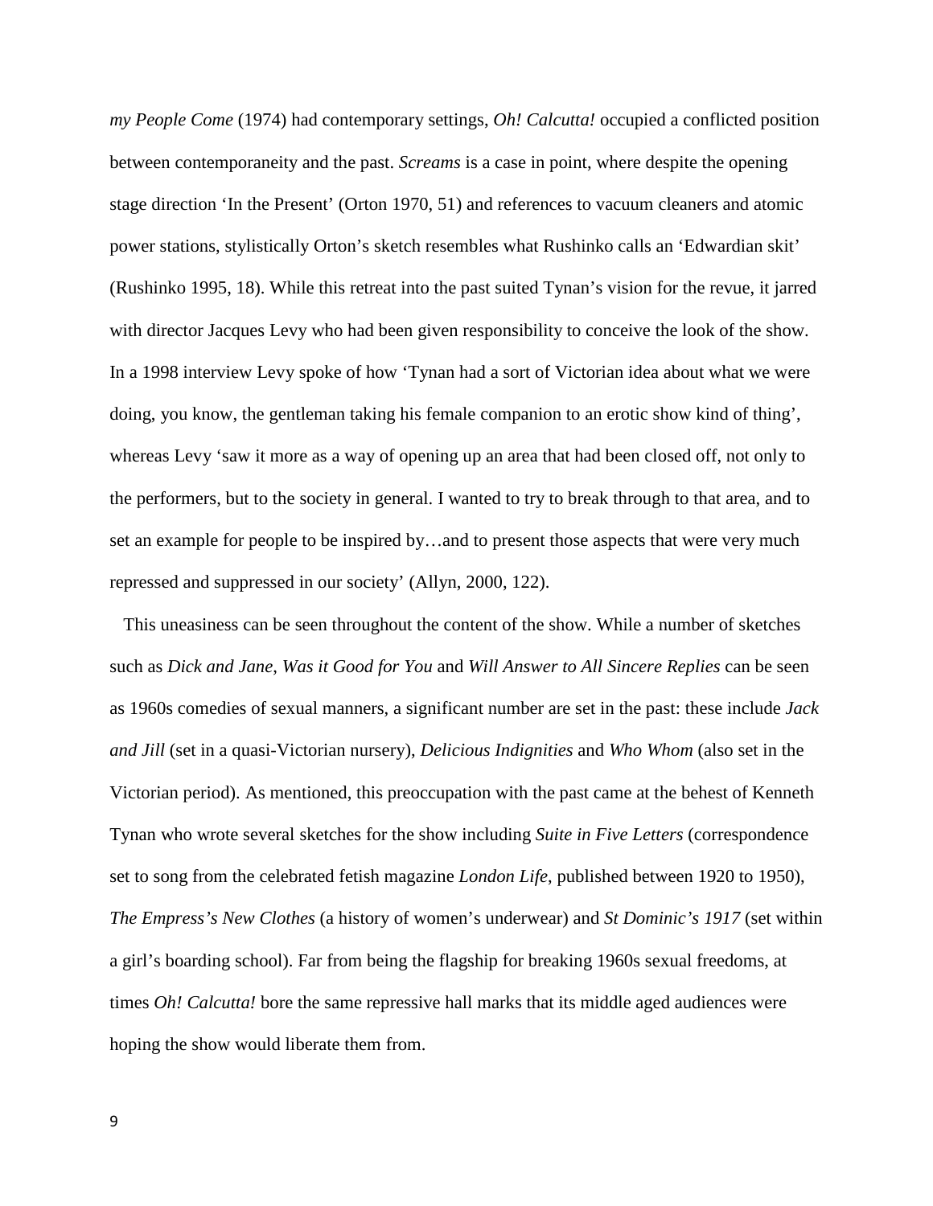*my People Come* (1974) had contemporary settings, *Oh! Calcutta!* occupied a conflicted position between contemporaneity and the past. *Screams* is a case in point, where despite the opening stage direction 'In the Present' (Orton 1970, 51) and references to vacuum cleaners and atomic power stations, stylistically Orton's sketch resembles what Rushinko calls an 'Edwardian skit' (Rushinko 1995, 18). While this retreat into the past suited Tynan's vision for the revue, it jarred with director Jacques Levy who had been given responsibility to conceive the look of the show. In a 1998 interview Levy spoke of how 'Tynan had a sort of Victorian idea about what we were doing, you know, the gentleman taking his female companion to an erotic show kind of thing', whereas Levy 'saw it more as a way of opening up an area that had been closed off, not only to the performers, but to the society in general. I wanted to try to break through to that area, and to set an example for people to be inspired by…and to present those aspects that were very much repressed and suppressed in our society' (Allyn, 2000, 122).

This uneasiness can be seen throughout the content of the show. While a number of sketches such as *Dick and Jane*, *Was it Good for You* and *Will Answer to All Sincere Replies* can be seen as 1960s comedies of sexual manners, a significant number are set in the past: these include *Jack and Jill* (set in a quasi-Victorian nursery), *Delicious Indignities* and *Who Whom* (also set in the Victorian period). As mentioned, this preoccupation with the past came at the behest of Kenneth Tynan who wrote several sketches for the show including *Suite in Five Letters* (correspondence set to song from the celebrated fetish magazine *London Life*, published between 1920 to 1950), *The Empress's New Clothes* (a history of women's underwear) and *St Dominic's 1917* (set within a girl's boarding school). Far from being the flagship for breaking 1960s sexual freedoms, at times *Oh! Calcutta!* bore the same repressive hall marks that its middle aged audiences were hoping the show would liberate them from.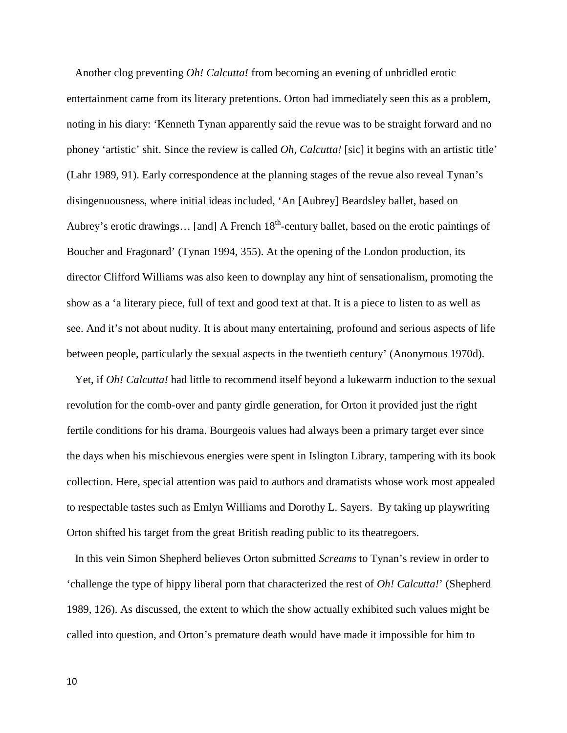Another clog preventing *Oh! Calcutta!* from becoming an evening of unbridled erotic entertainment came from its literary pretentions. Orton had immediately seen this as a problem, noting in his diary: 'Kenneth Tynan apparently said the revue was to be straight forward and no phoney 'artistic' shit. Since the review is called *Oh, Calcutta!* [sic] it begins with an artistic title' (Lahr 1989, 91). Early correspondence at the planning stages of the revue also reveal Tynan's disingenuousness, where initial ideas included, 'An [Aubrey] Beardsley ballet, based on Aubrey's erotic drawings… [and] A French 18th-century ballet, based on the erotic paintings of Boucher and Fragonard' (Tynan 1994, 355). At the opening of the London production, its director Clifford Williams was also keen to downplay any hint of sensationalism, promoting the show as a 'a literary piece, full of text and good text at that. It is a piece to listen to as well as see. And it's not about nudity. It is about many entertaining, profound and serious aspects of life between people, particularly the sexual aspects in the twentieth century' (Anonymous 1970d).

Yet, if *Oh! Calcutta!* had little to recommend itself beyond a lukewarm induction to the sexual revolution for the comb-over and panty girdle generation, for Orton it provided just the right fertile conditions for his drama. Bourgeois values had always been a primary target ever since the days when his mischievous energies were spent in Islington Library, tampering with its book collection. Here, special attention was paid to authors and dramatists whose work most appealed to respectable tastes such as Emlyn Williams and Dorothy L. Sayers. By taking up playwriting Orton shifted his target from the great British reading public to its theatregoers.

In this vein Simon Shepherd believes Orton submitted *Screams* to Tynan's review in order to 'challenge the type of hippy liberal porn that characterized the rest of *Oh! Calcutta!*' (Shepherd 1989, 126). As discussed, the extent to which the show actually exhibited such values might be called into question, and Orton's premature death would have made it impossible for him to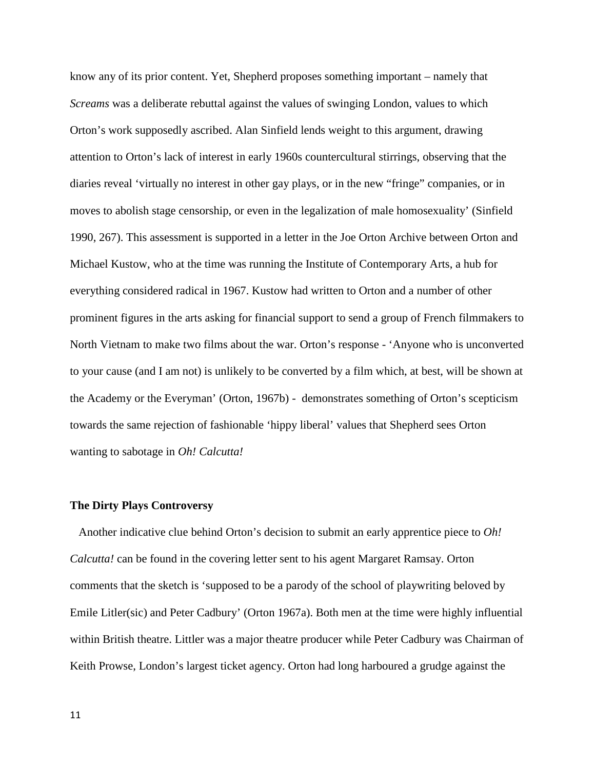know any of its prior content. Yet, Shepherd proposes something important – namely that *Screams* was a deliberate rebuttal against the values of swinging London, values to which Orton's work supposedly ascribed. Alan Sinfield lends weight to this argument, drawing attention to Orton's lack of interest in early 1960s countercultural stirrings, observing that the diaries reveal 'virtually no interest in other gay plays, or in the new "fringe" companies, or in moves to abolish stage censorship, or even in the legalization of male homosexuality' (Sinfield 1990, 267). This assessment is supported in a letter in the Joe Orton Archive between Orton and Michael Kustow, who at the time was running the Institute of Contemporary Arts, a hub for everything considered radical in 1967. Kustow had written to Orton and a number of other prominent figures in the arts asking for financial support to send a group of French filmmakers to North Vietnam to make two films about the war. Orton's response - 'Anyone who is unconverted to your cause (and I am not) is unlikely to be converted by a film which, at best, will be shown at the Academy or the Everyman' (Orton, 1967b) - demonstrates something of Orton's scepticism towards the same rejection of fashionable 'hippy liberal' values that Shepherd sees Orton wanting to sabotage in *Oh! Calcutta!*

**The Dirty Plays Controversy**

Another indicative clue behind Orton's decision to submit an early apprentice piece to *Oh! Calcutta!* can be found in the covering letter sent to his agent Margaret Ramsay. Orton comments that the sketch is 'supposed to be a parody of the school of playwriting beloved by Emile Litler(sic) and Peter Cadbury' (Orton 1967a). Both men at the time were highly influential within British theatre. Littler was a major theatre producer while Peter Cadbury was Chairman of Keith Prowse, London's largest ticket agency. Orton had long harboured a grudge against the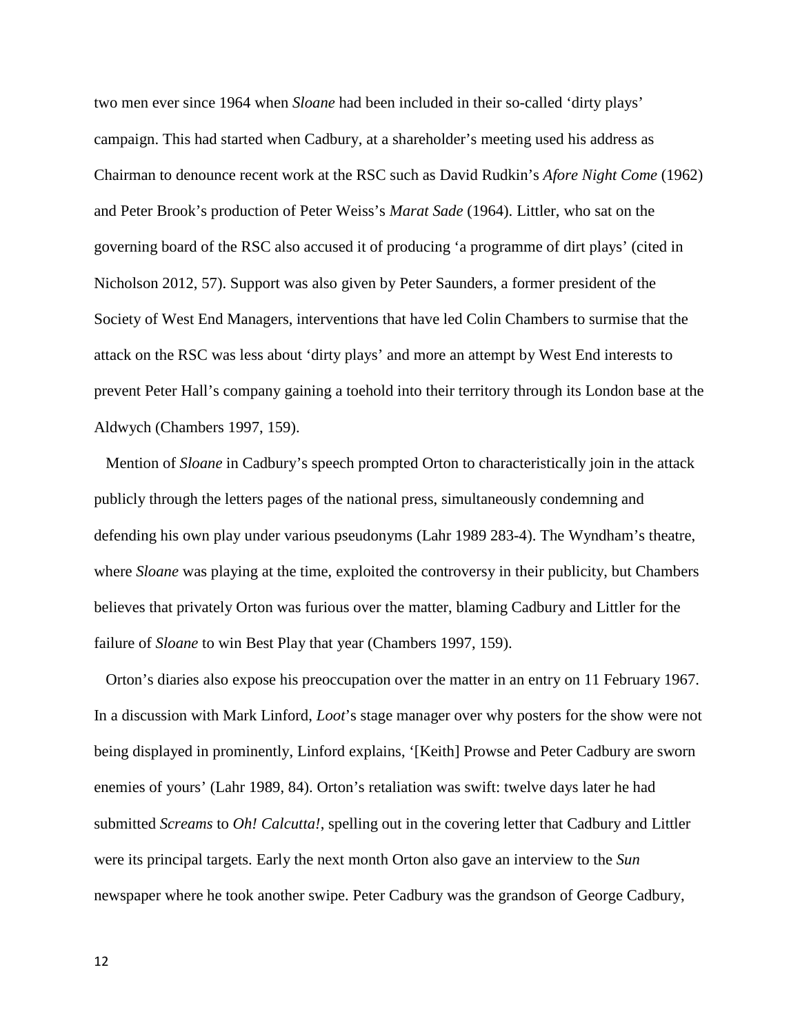two men ever since 1964 when *Sloane* had been included in their so-called 'dirty plays' campaign. This had started when Cadbury, at a shareholder's meeting used his address as Chairman to denounce recent work at the RSC such as David Rudkin's *Afore Night Come* (1962) and Peter Brook's production of Peter Weiss's *Marat Sade* (1964). Littler, who sat on the governing board of the RSC also accused it of producing 'a programme of dirt plays' (cited in Nicholson 2012, 57). Support was also given by Peter Saunders, a former president of the Society of West End Managers, interventions that have led Colin Chambers to surmise that the attack on the RSC was less about 'dirty plays' and more an attempt by West End interests to prevent Peter Hall's company gaining a toehold into their territory through its London base at the Aldwych (Chambers 1997, 159).

Mention of *Sloane* in Cadbury's speech prompted Orton to characteristically join in the attack publicly through the letters pages of the national press, simultaneously condemning and defending his own play under various pseudonyms (Lahr 1989 283-4). The Wyndham's theatre, where *Sloane* was playing at the time, exploited the controversy in their publicity, but Chambers believes that privately Orton was furious over the matter, blaming Cadbury and Littler for the failure of *Sloane* to win Best Play that year (Chambers 1997, 159).

Orton's diaries also expose his preoccupation over the matter in an entry on 11 February 1967. In a discussion with Mark Linford, *Loot*'s stage manager over why posters for the show were not being displayed in prominently, Linford explains, '[Keith] Prowse and Peter Cadbury are sworn enemies of yours' (Lahr 1989, 84). Orton's retaliation was swift: twelve days later he had submitted *Screams* to *Oh! Calcutta!*, spelling out in the covering letter that Cadbury and Littler were its principal targets. Early the next month Orton also gave an interview to the *Sun* newspaper where he took another swipe. Peter Cadbury was the grandson of George Cadbury,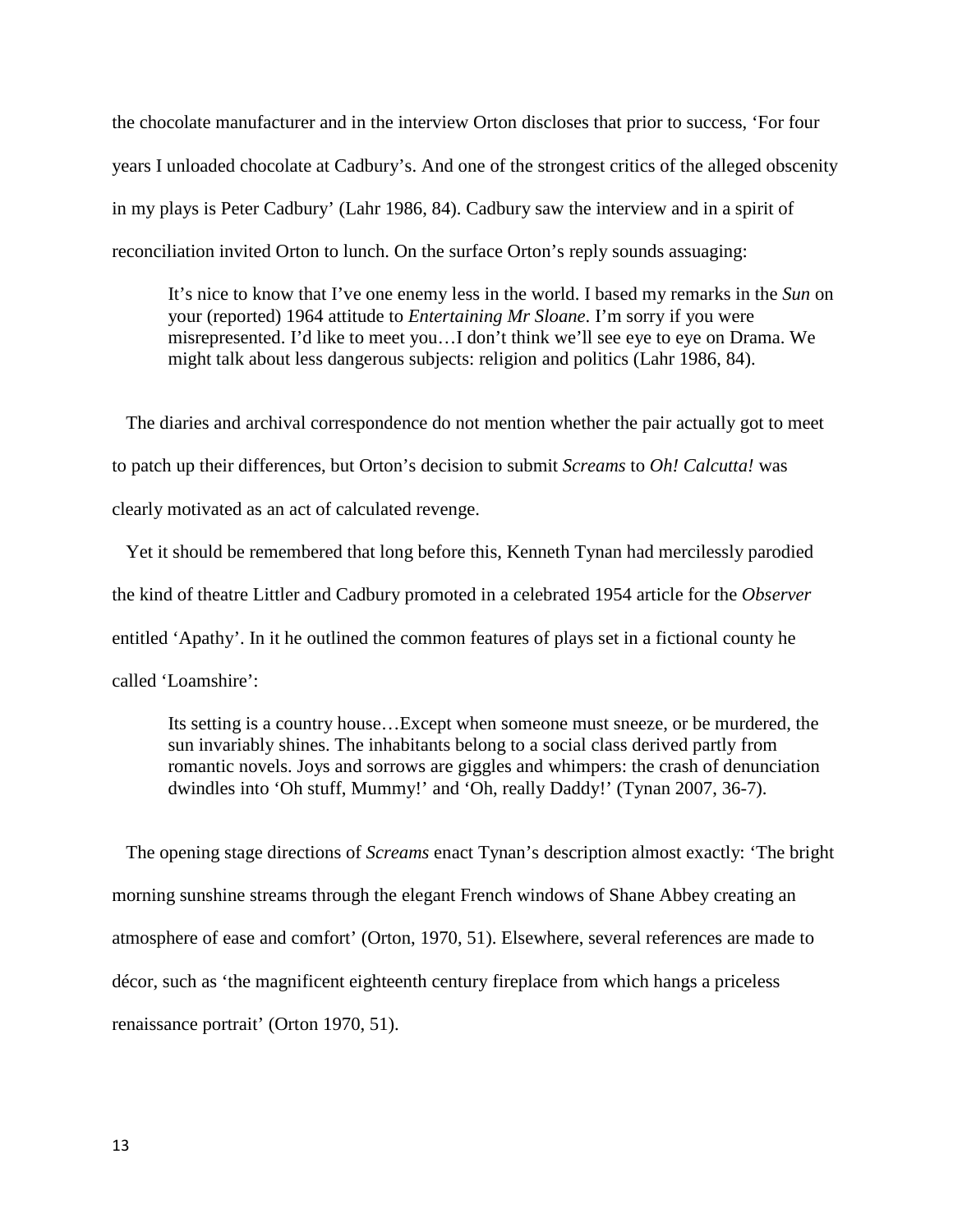the chocolate manufacturer and in the interview Orton discloses that prior to success, 'For four years I unloaded chocolate at Cadbury's. And one of the strongest critics of the alleged obscenity in my plays is Peter Cadbury' (Lahr 1986, 84). Cadbury saw the interview and in a spirit of reconciliation invited Orton to lunch. On the surface Orton's reply sounds assuaging:

> It's nice to know that I've one enemy less in the world. I based my remarks in the *Sun* on your (reported) 1964 attitude to *Entertaining Mr Sloane*. I'm sorry if you were misrepresented. I'd like to meet you…I don't think we'll see eye to eye on Drama. We might talk about less dangerous subjects: religion and politics (Lahr 1986, 84).

The diaries and archival correspondence do not mention whether the pair actually got to meet to patch up their differences, but Orton's decision to submit *Screams* to *Oh! Calcutta!* was clearly motivated as an act of calculated revenge.

Yet it should be remembered that long before this, Kenneth Tynan had mercilessly parodied the kind of theatre Littler and Cadbury promoted in a celebrated 1954 article for the *Observer* entitled 'Apathy'. In it he outlined the common features of plays set in a fictional county he called 'Loamshire':

> Its setting is a country house…Except when someone must sneeze, or be murdered, the sun invariably shines. The inhabitants belong to a social class derived partly from romantic novels. Joys and sorrows are giggles and whimpers: the crash of denunciation dwindles into 'Oh stuff, Mummy!' and 'Oh, really Daddy!' (Tynan 2007, 36-7).

The opening stage directions of *Screams* enact Tynan's description almost exactly: 'The bright morning sunshine streams through the elegant French windows of Shane Abbey creating an atmosphere of ease and comfort' (Orton, 1970, 51). Elsewhere, several references are made to décor, such as 'the magnificent eighteenth century fireplace from which hangs a priceless renaissance portrait' (Orton 1970, 51).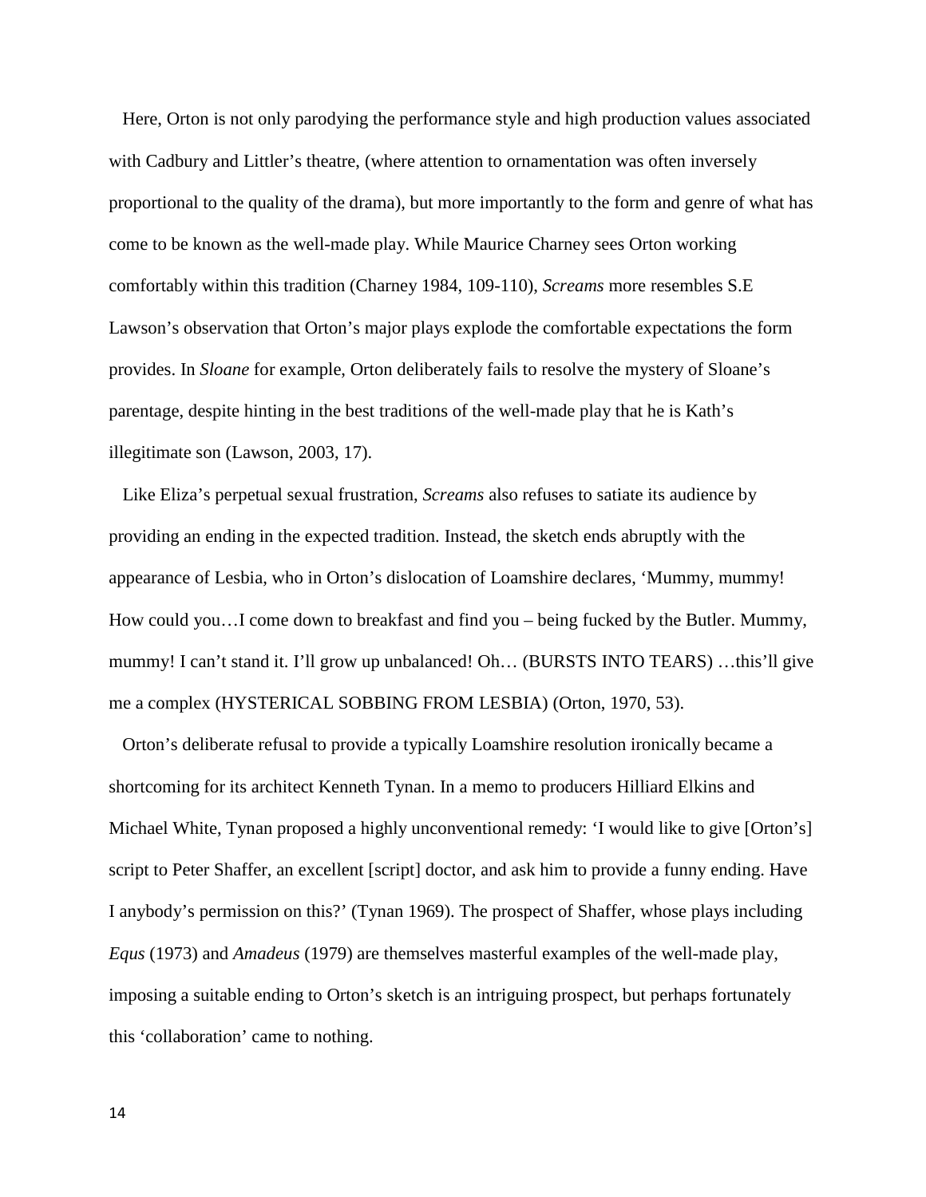Here, Orton is not only parodying the performance style and high production values associated with Cadbury and Littler's theatre, (where attention to ornamentation was often inversely proportional to the quality of the drama), but more importantly to the form and genre of what has come to be known as the well-made play. While Maurice Charney sees Orton working comfortably within this tradition (Charney 1984, 109-110), *Screams* more resembles S.E Lawson's observation that Orton's major plays explode the comfortable expectations the form provides. In *Sloane* for example, Orton deliberately fails to resolve the mystery of Sloane's parentage, despite hinting in the best traditions of the well-made play that he is Kath's illegitimate son (Lawson, 2003, 17).

Like Eliza's perpetual sexual frustration, *Screams* also refuses to satiate its audience by providing an ending in the expected tradition. Instead, the sketch ends abruptly with the appearance of Lesbia, who in Orton's dislocation of Loamshire declares, 'Mummy, mummy! How could you…I come down to breakfast and find you – being fucked by the Butler. Mummy, mummy! I can't stand it. I'll grow up unbalanced! Oh… (BURSTS INTO TEARS) …this'll give me a complex (HYSTERICAL SOBBING FROM LESBIA) (Orton, 1970, 53).

Orton's deliberate refusal to provide a typically Loamshire resolution ironically became a shortcoming for its architect Kenneth Tynan. In a memo to producers Hilliard Elkins and Michael White, Tynan proposed a highly unconventional remedy: 'I would like to give [Orton's] script to Peter Shaffer, an excellent [script] doctor, and ask him to provide a funny ending. Have I anybody's permission on this?' (Tynan 1969). The prospect of Shaffer, whose plays including *Equs* (1973) and *Amadeus* (1979) are themselves masterful examples of the well-made play, imposing a suitable ending to Orton's sketch is an intriguing prospect, but perhaps fortunately this 'collaboration' came to nothing.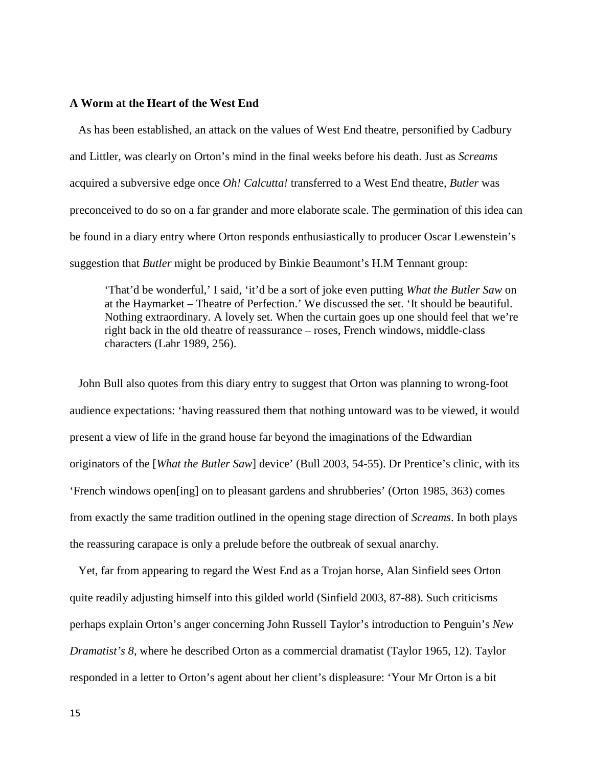### A Worm at the Heart of the West End

As has been established, an attack on the values of West End theatre, personified by Cadbury and Littler, was clearly on Orton's mind in the final weeks before his death. Just as *Screams* acquired a subversive edge once *Oh! Calcutta!* transferred to a West End theatre, *Butler* was preconceived to do so on a far grander and more elaborate scale. The germination of this idea can be found in a diary entry where Orton responds enthusiastically to producer Oscar Lewenstein's suggestion that *Butler* might be produced by Binkie Beaumont's H.M Tennant group:

> 'That'd be wonderful,' I said, 'it'd be a sort of joke even putting *What the Butler Saw* on at the Haymarket – Theatre of Perfection.' We discussed the set. 'It should be beautiful. Nothing extraordinary. A lovely set. When the curtain goes up one should feel that we're right back in the old theatre of reassurance – roses, French windows, middle-class characters (Lahr 1989, 256).

John Bull also quotes from this diary entry to suggest that Orton was planning to wrong-foot audience expectations: 'having reassured them that nothing untoward was to be viewed, it would present a view of life in the grand house far beyond the imaginations of the Edwardian originators of the [*What the Butler Saw*] device' (Bull 2003, 54-55). Dr Prentice's clinic, with its 'French windows open[ing] on to pleasant gardens and shrubberies' (Orton 1985, 363) comes from exactly the same tradition outlined in the opening stage direction of *Screams*. In both plays the reassuring carapace is only a prelude before the outbreak of sexual anarchy.

Yet, far from appearing to regard the West End as a Trojan horse, Alan Sinfield sees Orton quite readily adjusting himself into this gilded world (Sinfield 2003, 87-88). Such criticisms perhaps explain Orton's anger concerning John Russell Taylor's introduction to Penguin's *New Dramatist's 8*, where he described Orton as a commercial dramatist (Taylor 1965, 12). Taylor responded in a letter to Orton's agent about her client's displeasure: 'Your Mr Orton is a bit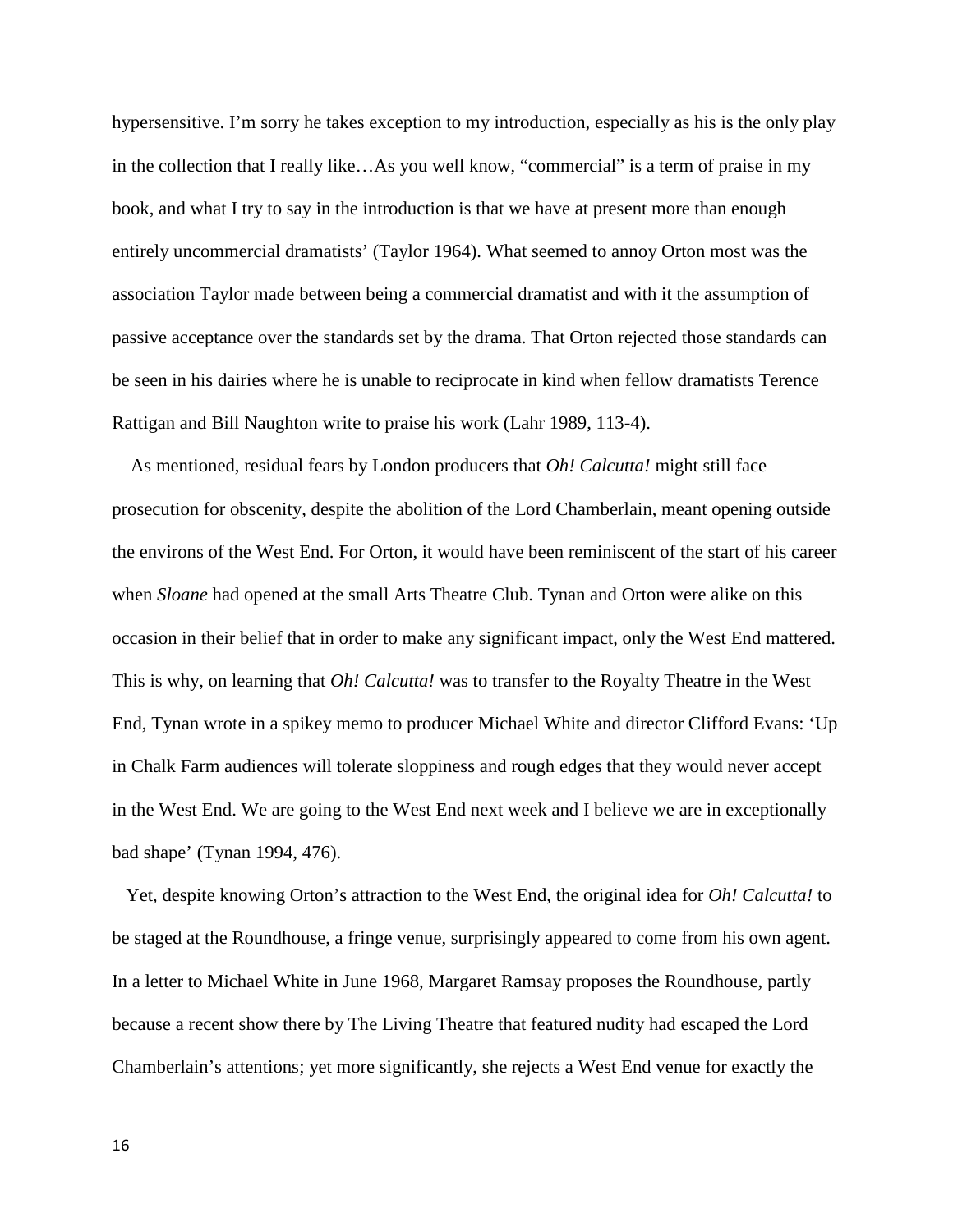hypersensitive. I'm sorry he takes exception to my introduction, especially as his is the only play in the collection that I really like…As you well know, "commercial" is a term of praise in my book, and what I try to say in the introduction is that we have at present more than enough entirely uncommercial dramatists' (Taylor 1964). What seemed to annoy Orton most was the association Taylor made between being a commercial dramatist and with it the assumption of passive acceptance over the standards set by the drama. That Orton rejected those standards can be seen in his dairies where he is unable to reciprocate in kind when fellow dramatists Terence Rattigan and Bill Naughton write to praise his work (Lahr 1989, 113-4).

As mentioned, residual fears by London producers that *Oh! Calcutta!* might still face prosecution for obscenity, despite the abolition of the Lord Chamberlain, meant opening outside the environs of the West End. For Orton, it would have been reminiscent of the start of his career when *Sloane* had opened at the small Arts Theatre Club. Tynan and Orton were alike on this occasion in their belief that in order to make any significant impact, only the West End mattered. This is why, on learning that *Oh! Calcutta!* was to transfer to the Royalty Theatre in the West End, Tynan wrote in a spikey memo to producer Michael White and director Clifford Evans: 'Up in Chalk Farm audiences will tolerate sloppiness and rough edges that they would never accept in the West End. We are going to the West End next week and I believe we are in exceptionally bad shape' (Tynan 1994, 476).

Yet, despite knowing Orton's attraction to the West End, the original idea for *Oh! Calcutta!* to be staged at the Roundhouse, a fringe venue, surprisingly appeared to come from his own agent. In a letter to Michael White in June 1968, Margaret Ramsay proposes the Roundhouse, partly because a recent show there by The Living Theatre that featured nudity had escaped the Lord Chamberlain's attentions; yet more significantly, she rejects a West End venue for exactly the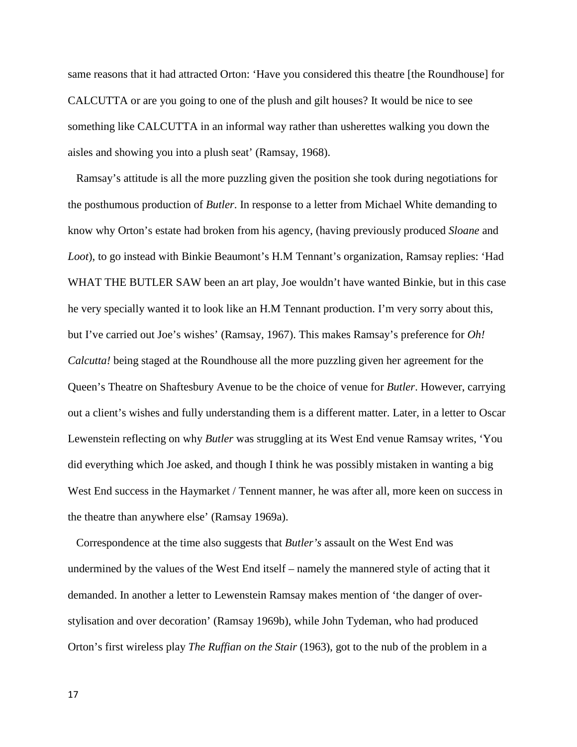same reasons that it had attracted Orton: 'Have you considered this theatre [the Roundhouse] for CALCUTTA or are you going to one of the plush and gilt houses? It would be nice to see something like CALCUTTA in an informal way rather than usherettes walking you down the aisles and showing you into a plush seat' (Ramsay, 1968).

Ramsay's attitude is all the more puzzling given the position she took during negotiations for the posthumous production of *Butler*. In response to a letter from Michael White demanding to know why Orton's estate had broken from his agency, (having previously produced *Sloane* and *Loot*), to go instead with Binkie Beaumont's H.M Tennant's organization, Ramsay replies: 'Had WHAT THE BUTLER SAW been an art play, Joe wouldn't have wanted Binkie, but in this case he very specially wanted it to look like an H.M Tennant production. I'm very sorry about this, but I've carried out Joe's wishes' (Ramsay, 1967). This makes Ramsay's preference for *Oh! Calcutta!* being staged at the Roundhouse all the more puzzling given her agreement for the Queen's Theatre on Shaftesbury Avenue to be the choice of venue for *Butler*. However, carrying out a client's wishes and fully understanding them is a different matter. Later, in a letter to Oscar Lewenstein reflecting on why *Butler* was struggling at its West End venue Ramsay writes, 'You did everything which Joe asked, and though I think he was possibly mistaken in wanting a big West End success in the Haymarket / Tennent manner, he was after all, more keen on success in the theatre than anywhere else' (Ramsay 1969a).

Correspondence at the time also suggests that *Butler's* assault on the West End was undermined by the values of the West End itself – namely the mannered style of acting that it demanded. In another a letter to Lewenstein Ramsay makes mention of 'the danger of over-stylisation and over decoration' (Ramsay 1969b), while John Tydeman, who had produced Orton's first wireless play *The Ruffian on the Stair* (1963), got to the nub of the problem in a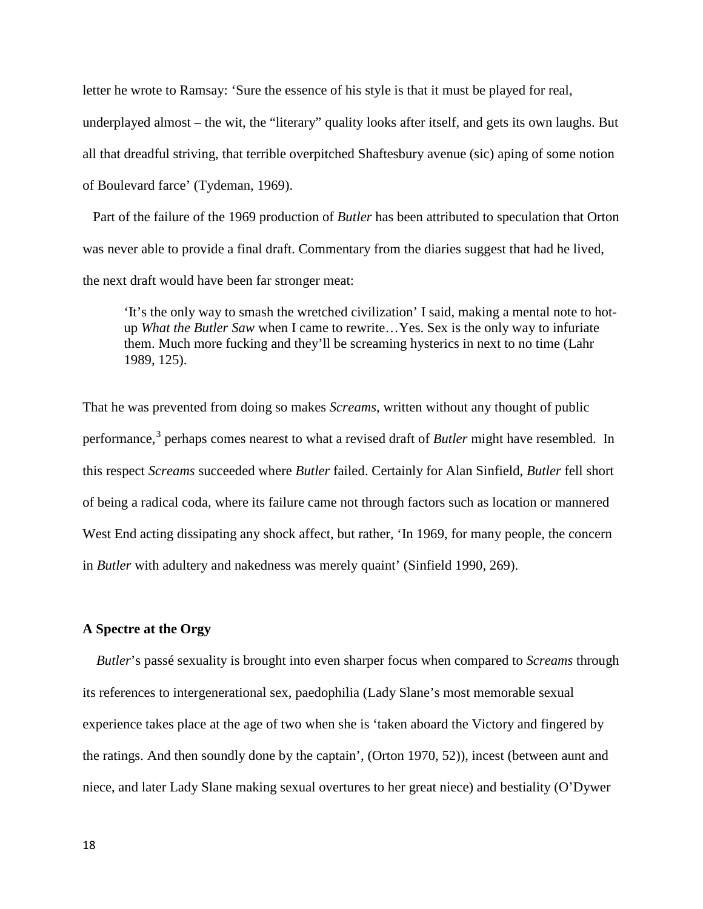letter he wrote to Ramsay: 'Sure the essence of his style is that it must be played for real, underplayed almost – the wit, the "literary" quality looks after itself, and gets its own laughs. But all that dreadful striving, that terrible overpitched Shaftesbury avenue (sic) aping of some notion of Boulevard farce' (Tydeman, 1969).

Part of the failure of the 1969 production of *Butler* has been attributed to speculation that Orton was never able to provide a final draft. Commentary from the diaries suggest that had he lived, the next draft would have been far stronger meat:

> 'It's the only way to smash the wretched civilization' I said, making a mental note to hot-up *What the Butler Saw* when I came to rewrite…Yes. Sex is the only way to infuriate them. Much more fucking and they'll be screaming hysterics in next to no time (Lahr 1989, 125).

That he was prevented from doing so makes *Screams*, written without any thought of public performance,[3] perhaps comes nearest to what a revised draft of *Butler* might have resembled. In this respect *Screams* succeeded where *Butler* failed. Certainly for Alan Sinfield, *Butler* fell short of being a radical coda, where its failure came not through factors such as location or mannered West End acting dissipating any shock affect, but rather, 'In 1969, for many people, the concern in *Butler* with adultery and nakedness was merely quaint' (Sinfield 1990, 269).

### A Spectre at the Orgy

*Butler*'s passé sexuality is brought into even sharper focus when compared to *Screams* through its references to intergenerational sex, paedophilia (Lady Slane's most memorable sexual experience takes place at the age of two when she is 'taken aboard the Victory and fingered by the ratings. And then soundly done by the captain', (Orton 1970, 52)), incest (between aunt and niece, and later Lady Slane making sexual overtures to her great niece) and bestiality (O'Dywer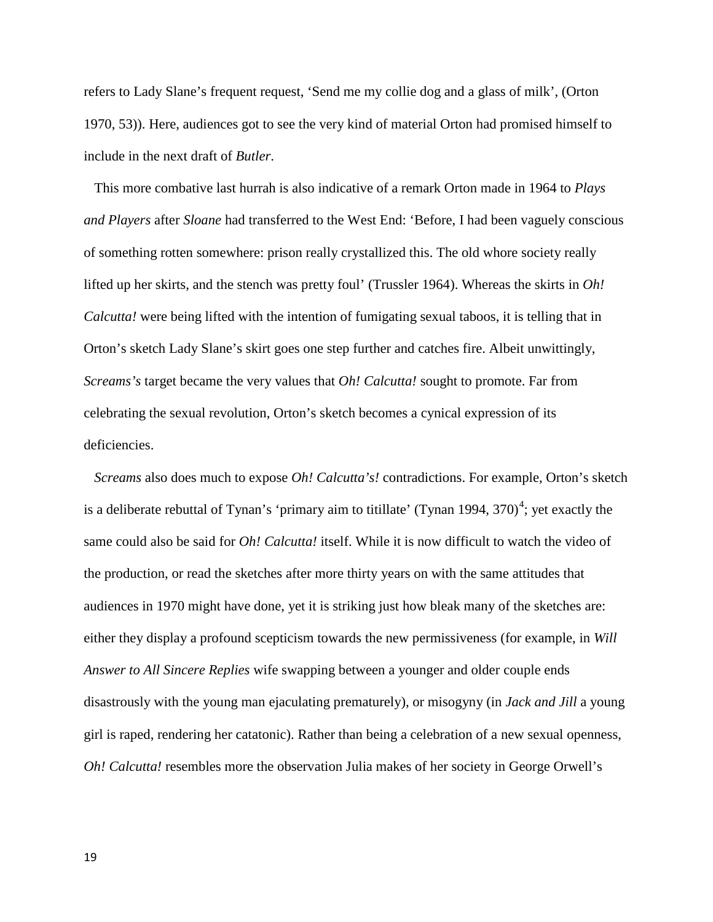refers to Lady Slane's frequent request, 'Send me my collie dog and a glass of milk', (Orton 1970, 53)). Here, audiences got to see the very kind of material Orton had promised himself to include in the next draft of *Butler*.

This more combative last hurrah is also indicative of a remark Orton made in 1964 to *Plays and Players* after *Sloane* had transferred to the West End: 'Before, I had been vaguely conscious of something rotten somewhere: prison really crystallized this. The old whore society really lifted up her skirts, and the stench was pretty foul' (Trussler 1964). Whereas the skirts in *Oh! Calcutta!* were being lifted with the intention of fumigating sexual taboos, it is telling that in Orton's sketch Lady Slane's skirt goes one step further and catches fire. Albeit unwittingly, *Screams's* target became the very values that *Oh! Calcutta!* sought to promote. Far from celebrating the sexual revolution, Orton's sketch becomes a cynical expression of its deficiencies.

*Screams* also does much to expose *Oh! Calcutta's!* contradictions. For example, Orton's sketch is a deliberate rebuttal of Tynan's 'primary aim to titillate' (Tynan 1994, 370)[4]; yet exactly the same could also be said for *Oh! Calcutta!* itself. While it is now difficult to watch the video of the production, or read the sketches after more thirty years on with the same attitudes that audiences in 1970 might have done, yet it is striking just how bleak many of the sketches are: either they display a profound scepticism towards the new permissiveness (for example, in *Will Answer to All Sincere Replies* wife swapping between a younger and older couple ends disastrously with the young man ejaculating prematurely), or misogyny (in *Jack and Jill* a young girl is raped, rendering her catatonic). Rather than being a celebration of a new sexual openness, *Oh! Calcutta!* resembles more the observation Julia makes of her society in George Orwell's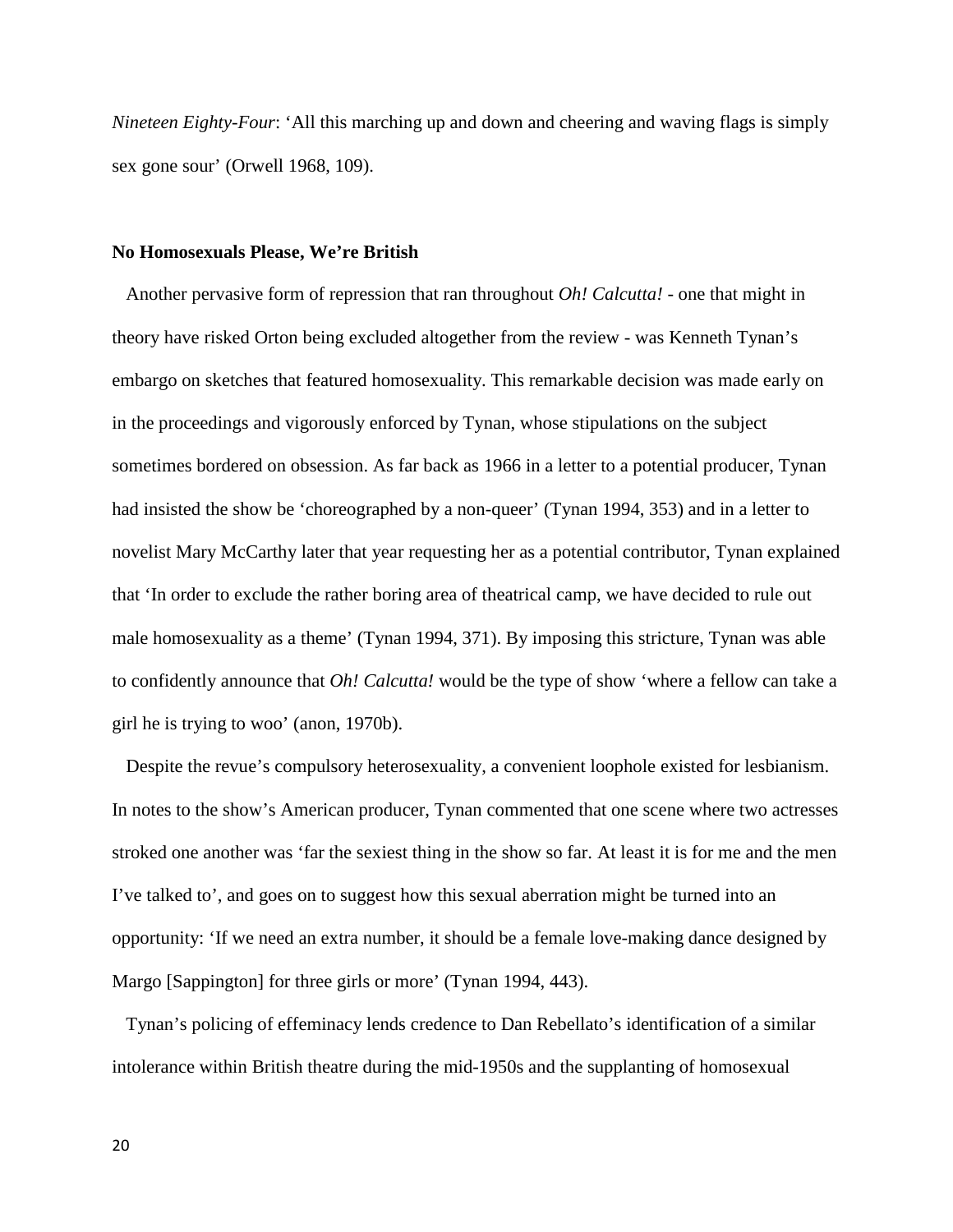*Nineteen Eighty-Four*: 'All this marching up and down and cheering and waving flags is simply sex gone sour' (Orwell 1968, 109).

## No Homosexuals Please, We're British

Another pervasive form of repression that ran throughout *Oh! Calcutta!* - one that might in theory have risked Orton being excluded altogether from the review - was Kenneth Tynan's embargo on sketches that featured homosexuality. This remarkable decision was made early on in the proceedings and vigorously enforced by Tynan, whose stipulations on the subject sometimes bordered on obsession. As far back as 1966 in a letter to a potential producer, Tynan had insisted the show be 'choreographed by a non-queer' (Tynan 1994, 353) and in a letter to novelist Mary McCarthy later that year requesting her as a potential contributor, Tynan explained that 'In order to exclude the rather boring area of theatrical camp, we have decided to rule out male homosexuality as a theme' (Tynan 1994, 371). By imposing this stricture, Tynan was able to confidently announce that *Oh! Calcutta!* would be the type of show 'where a fellow can take a girl he is trying to woo' (anon, 1970b).

Despite the revue's compulsory heterosexuality, a convenient loophole existed for lesbianism. In notes to the show's American producer, Tynan commented that one scene where two actresses stroked one another was 'far the sexiest thing in the show so far. At least it is for me and the men I've talked to', and goes on to suggest how this sexual aberration might be turned into an opportunity: 'If we need an extra number, it should be a female love-making dance designed by Margo [Sappington] for three girls or more' (Tynan 1994, 443).

Tynan's policing of effeminacy lends credence to Dan Rebellato's identification of a similar intolerance within British theatre during the mid-1950s and the supplanting of homosexual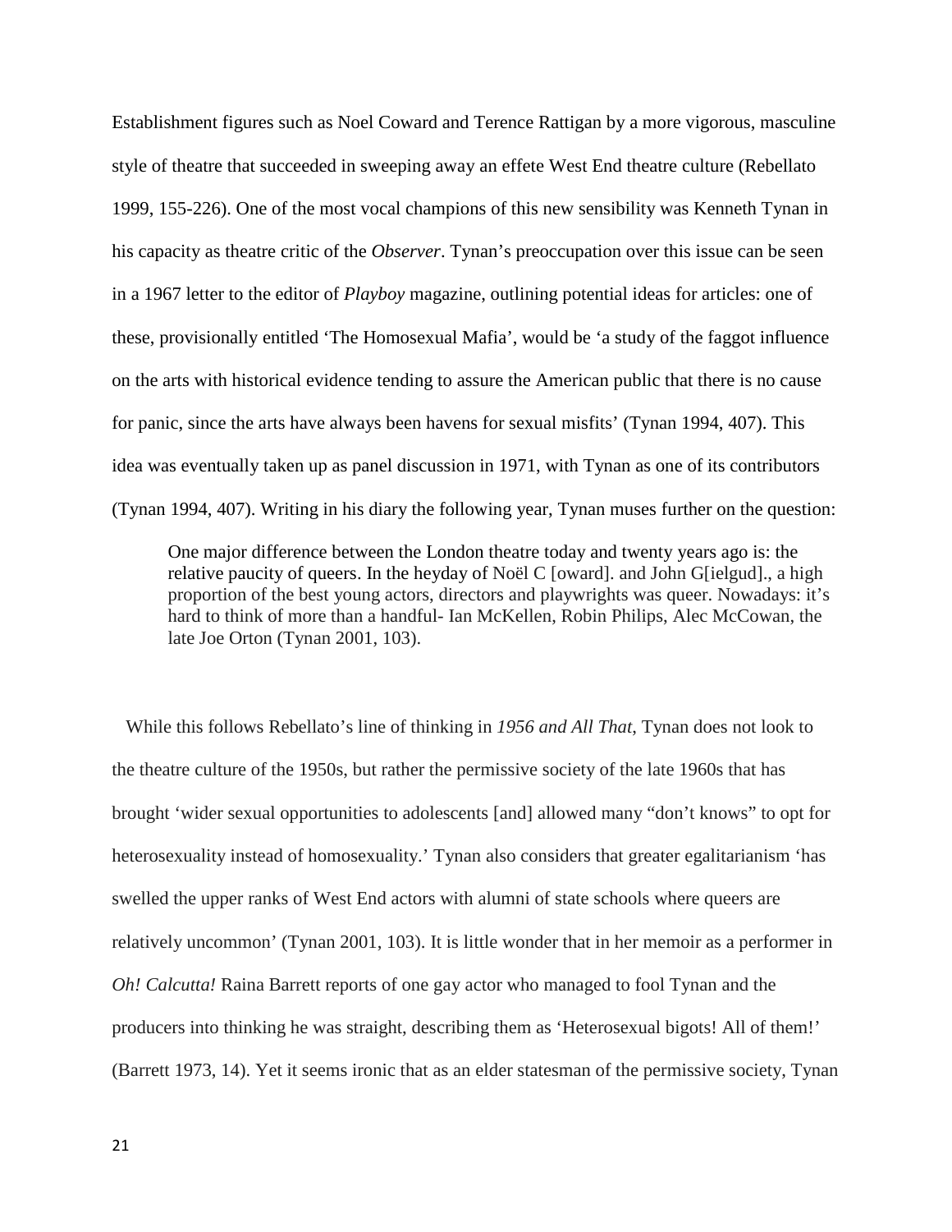Establishment figures such as Noel Coward and Terence Rattigan by a more vigorous, masculine style of theatre that succeeded in sweeping away an effete West End theatre culture (Rebellato 1999, 155-226). One of the most vocal champions of this new sensibility was Kenneth Tynan in his capacity as theatre critic of the *Observer*. Tynan's preoccupation over this issue can be seen in a 1967 letter to the editor of *Playboy* magazine, outlining potential ideas for articles: one of these, provisionally entitled 'The Homosexual Mafia', would be 'a study of the faggot influence on the arts with historical evidence tending to assure the American public that there is no cause for panic, since the arts have always been havens for sexual misfits' (Tynan 1994, 407). This idea was eventually taken up as panel discussion in 1971, with Tynan as one of its contributors (Tynan 1994, 407). Writing in his diary the following year, Tynan muses further on the question:

> One major difference between the London theatre today and twenty years ago is: the relative paucity of queers. In the heyday of Noël C [oward]. and John G[ielgud]., a high proportion of the best young actors, directors and playwrights was queer. Nowadays: it's hard to think of more than a handful- Ian McKellen, Robin Philips, Alec McCowan, the late Joe Orton (Tynan 2001, 103).

While this follows Rebellato's line of thinking in *1956 and All That*, Tynan does not look to the theatre culture of the 1950s, but rather the permissive society of the late 1960s that has brought 'wider sexual opportunities to adolescents [and] allowed many "don't knows" to opt for heterosexuality instead of homosexuality.' Tynan also considers that greater egalitarianism 'has swelled the upper ranks of West End actors with alumni of state schools where queers are relatively uncommon' (Tynan 2001, 103). It is little wonder that in her memoir as a performer in *Oh! Calcutta!* Raina Barrett reports of one gay actor who managed to fool Tynan and the producers into thinking he was straight, describing them as 'Heterosexual bigots! All of them!' (Barrett 1973, 14). Yet it seems ironic that as an elder statesman of the permissive society, Tynan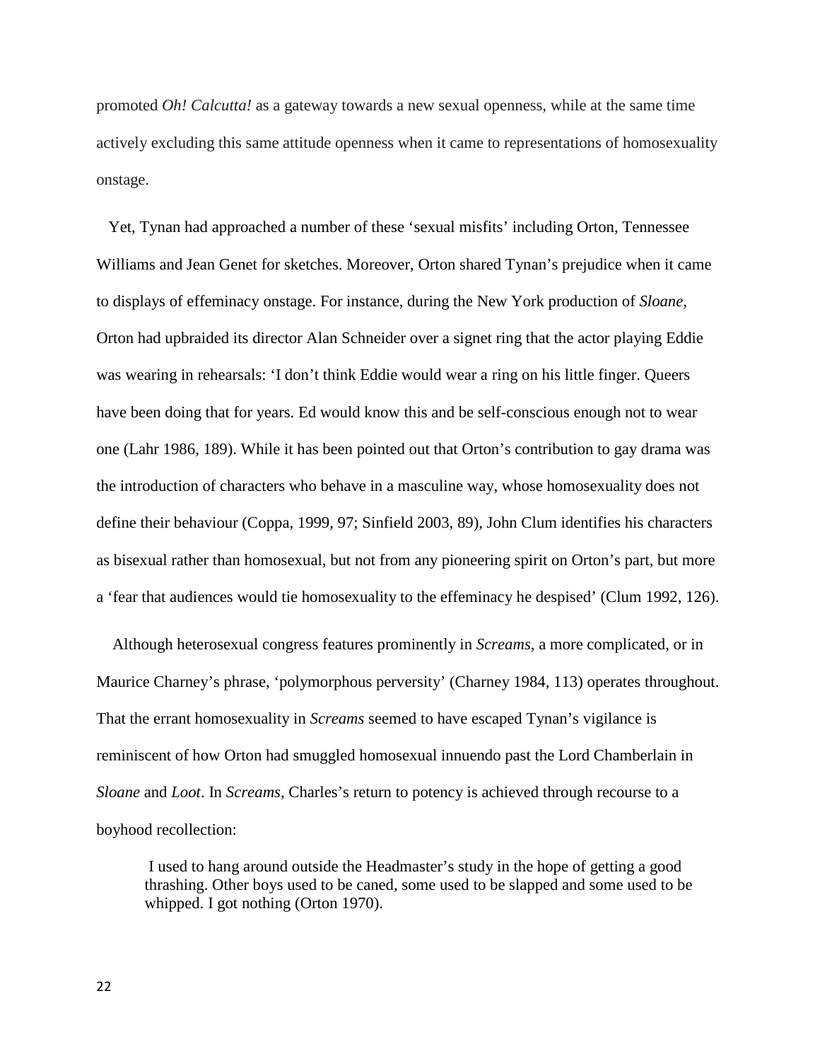promoted *Oh! Calcutta!* as a gateway towards a new sexual openness, while at the same time actively excluding this same attitude openness when it came to representations of homosexuality onstage.

Yet, Tynan had approached a number of these 'sexual misfits' including Orton, Tennessee Williams and Jean Genet for sketches. Moreover, Orton shared Tynan's prejudice when it came to displays of effeminacy onstage. For instance, during the New York production of *Sloane*, Orton had upbraided its director Alan Schneider over a signet ring that the actor playing Eddie was wearing in rehearsals: 'I don't think Eddie would wear a ring on his little finger. Queers have been doing that for years. Ed would know this and be self-conscious enough not to wear one (Lahr 1986, 189). While it has been pointed out that Orton's contribution to gay drama was the introduction of characters who behave in a masculine way, whose homosexuality does not define their behaviour (Coppa, 1999, 97; Sinfield 2003, 89), John Clum identifies his characters as bisexual rather than homosexual, but not from any pioneering spirit on Orton's part, but more a 'fear that audiences would tie homosexuality to the effeminacy he despised' (Clum 1992, 126).

Although heterosexual congress features prominently in *Screams*, a more complicated, or in Maurice Charney's phrase, 'polymorphous perversity' (Charney 1984, 113) operates throughout. That the errant homosexuality in *Screams* seemed to have escaped Tynan's vigilance is reminiscent of how Orton had smuggled homosexual innuendo past the Lord Chamberlain in *Sloane* and *Loot*. In *Screams*, Charles's return to potency is achieved through recourse to a boyhood recollection:

> I used to hang around outside the Headmaster's study in the hope of getting a good thrashing. Other boys used to be caned, some used to be slapped and some used to be whipped. I got nothing (Orton 1970).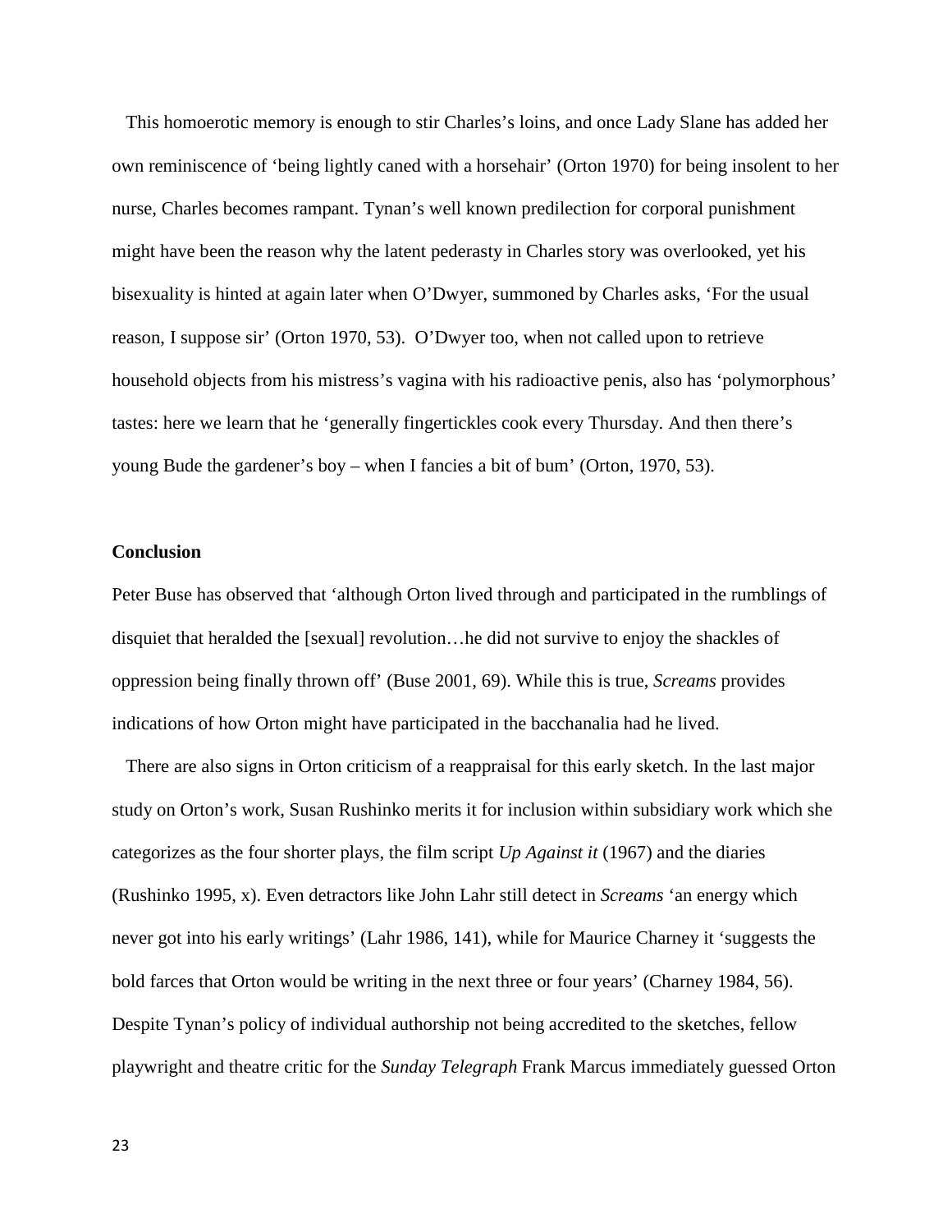This homoerotic memory is enough to stir Charles's loins, and once Lady Slane has added her own reminiscence of 'being lightly caned with a horsehair' (Orton 1970) for being insolent to her nurse, Charles becomes rampant. Tynan's well known predilection for corporal punishment might have been the reason why the latent pederasty in Charles story was overlooked, yet his bisexuality is hinted at again later when O'Dwyer, summoned by Charles asks, 'For the usual reason, I suppose sir' (Orton 1970, 53). O'Dwyer too, when not called upon to retrieve household objects from his mistress's vagina with his radioactive penis, also has 'polymorphous' tastes: here we learn that he 'generally fingertickles cook every Thursday. And then there's young Bude the gardener's boy – when I fancies a bit of bum' (Orton, 1970, 53).

**Conclusion**

Peter Buse has observed that 'although Orton lived through and participated in the rumblings of disquiet that heralded the [sexual] revolution…he did not survive to enjoy the shackles of oppression being finally thrown off' (Buse 2001, 69). While this is true, *Screams* provides indications of how Orton might have participated in the bacchanalia had he lived.

There are also signs in Orton criticism of a reappraisal for this early sketch. In the last major study on Orton's work, Susan Rushinko merits it for inclusion within subsidiary work which she categorizes as the four shorter plays, the film script *Up Against it* (1967) and the diaries (Rushinko 1995, x). Even detractors like John Lahr still detect in *Screams* 'an energy which never got into his early writings' (Lahr 1986, 141), while for Maurice Charney it 'suggests the bold farces that Orton would be writing in the next three or four years' (Charney 1984, 56). Despite Tynan's policy of individual authorship not being accredited to the sketches, fellow playwright and theatre critic for the *Sunday Telegraph* Frank Marcus immediately guessed Orton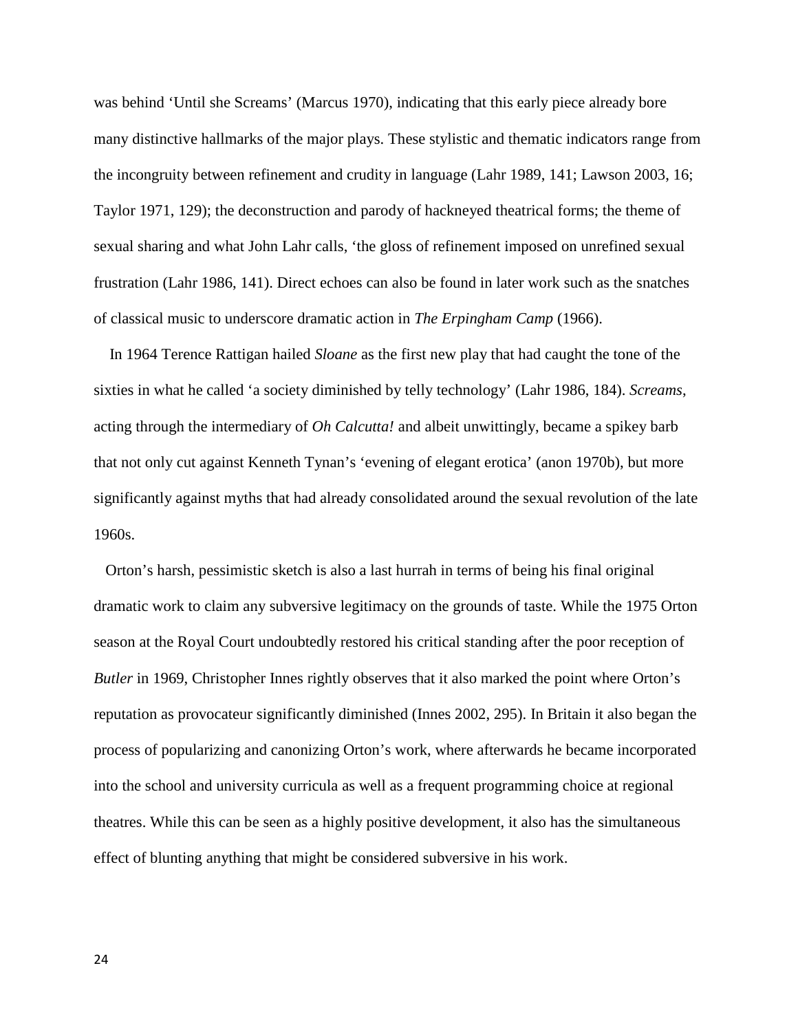was behind 'Until she Screams' (Marcus 1970), indicating that this early piece already bore many distinctive hallmarks of the major plays. These stylistic and thematic indicators range from the incongruity between refinement and crudity in language (Lahr 1989, 141; Lawson 2003, 16; Taylor 1971, 129); the deconstruction and parody of hackneyed theatrical forms; the theme of sexual sharing and what John Lahr calls, 'the gloss of refinement imposed on unrefined sexual frustration (Lahr 1986, 141). Direct echoes can also be found in later work such as the snatches of classical music to underscore dramatic action in *The Erpingham Camp* (1966).

In 1964 Terence Rattigan hailed *Sloane* as the first new play that had caught the tone of the sixties in what he called 'a society diminished by telly technology' (Lahr 1986, 184). *Screams*, acting through the intermediary of *Oh Calcutta!* and albeit unwittingly, became a spikey barb that not only cut against Kenneth Tynan's 'evening of elegant erotica' (anon 1970b), but more significantly against myths that had already consolidated around the sexual revolution of the late 1960s.

Orton's harsh, pessimistic sketch is also a last hurrah in terms of being his final original dramatic work to claim any subversive legitimacy on the grounds of taste. While the 1975 Orton season at the Royal Court undoubtedly restored his critical standing after the poor reception of *Butler* in 1969, Christopher Innes rightly observes that it also marked the point where Orton's reputation as provocateur significantly diminished (Innes 2002, 295). In Britain it also began the process of popularizing and canonizing Orton's work, where afterwards he became incorporated into the school and university curricula as well as a frequent programming choice at regional theatres. While this can be seen as a highly positive development, it also has the simultaneous effect of blunting anything that might be considered subversive in his work.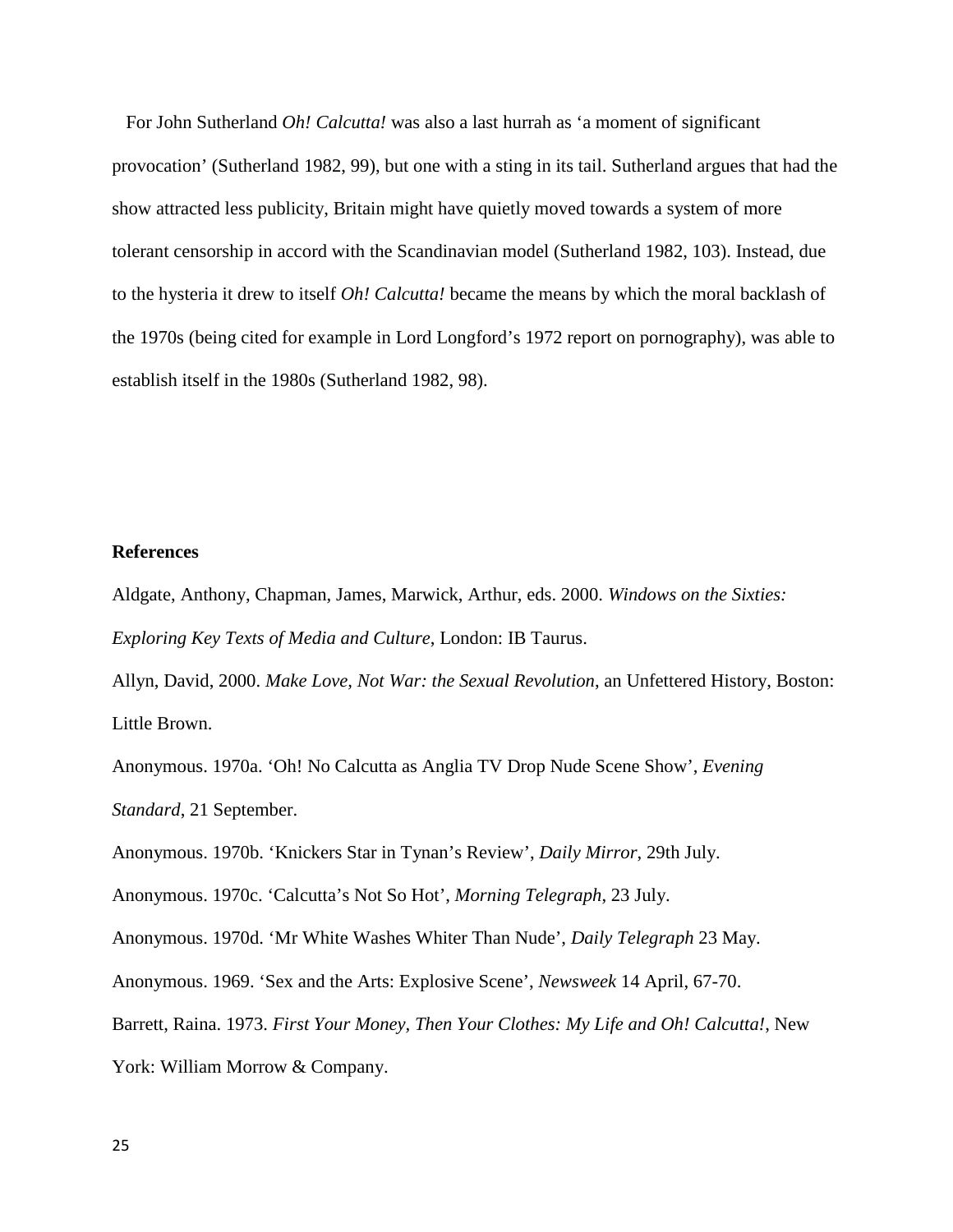For John Sutherland *Oh! Calcutta!* was also a last hurrah as 'a moment of significant provocation' (Sutherland 1982, 99), but one with a sting in its tail. Sutherland argues that had the show attracted less publicity, Britain might have quietly moved towards a system of more tolerant censorship in accord with the Scandinavian model (Sutherland 1982, 103). Instead, due to the hysteria it drew to itself *Oh! Calcutta!* became the means by which the moral backlash of the 1970s (being cited for example in Lord Longford's 1972 report on pornography), was able to establish itself in the 1980s (Sutherland 1982, 98).

**References**

Aldgate, Anthony, Chapman, James, Marwick, Arthur, eds. 2000. *Windows on the Sixties: Exploring Key Texts of Media and Culture*, London: IB Taurus.

Allyn, David, 2000. *Make Love, Not War: the Sexual Revolution*, an Unfettered History, Boston: Little Brown.

Anonymous. 1970a. 'Oh! No Calcutta as Anglia TV Drop Nude Scene Show', *Evening Standard*, 21 September.

Anonymous. 1970b. 'Knickers Star in Tynan's Review', *Daily Mirror*, 29th July.

Anonymous. 1970c. 'Calcutta's Not So Hot', *Morning Telegraph*, 23 July.

Anonymous. 1970d. 'Mr White Washes Whiter Than Nude', *Daily Telegraph* 23 May.

Anonymous. 1969. 'Sex and the Arts: Explosive Scene', *Newsweek* 14 April, 67-70.

Barrett, Raina. 1973. *First Your Money, Then Your Clothes: My Life and Oh! Calcutta!*, New York: William Morrow & Company.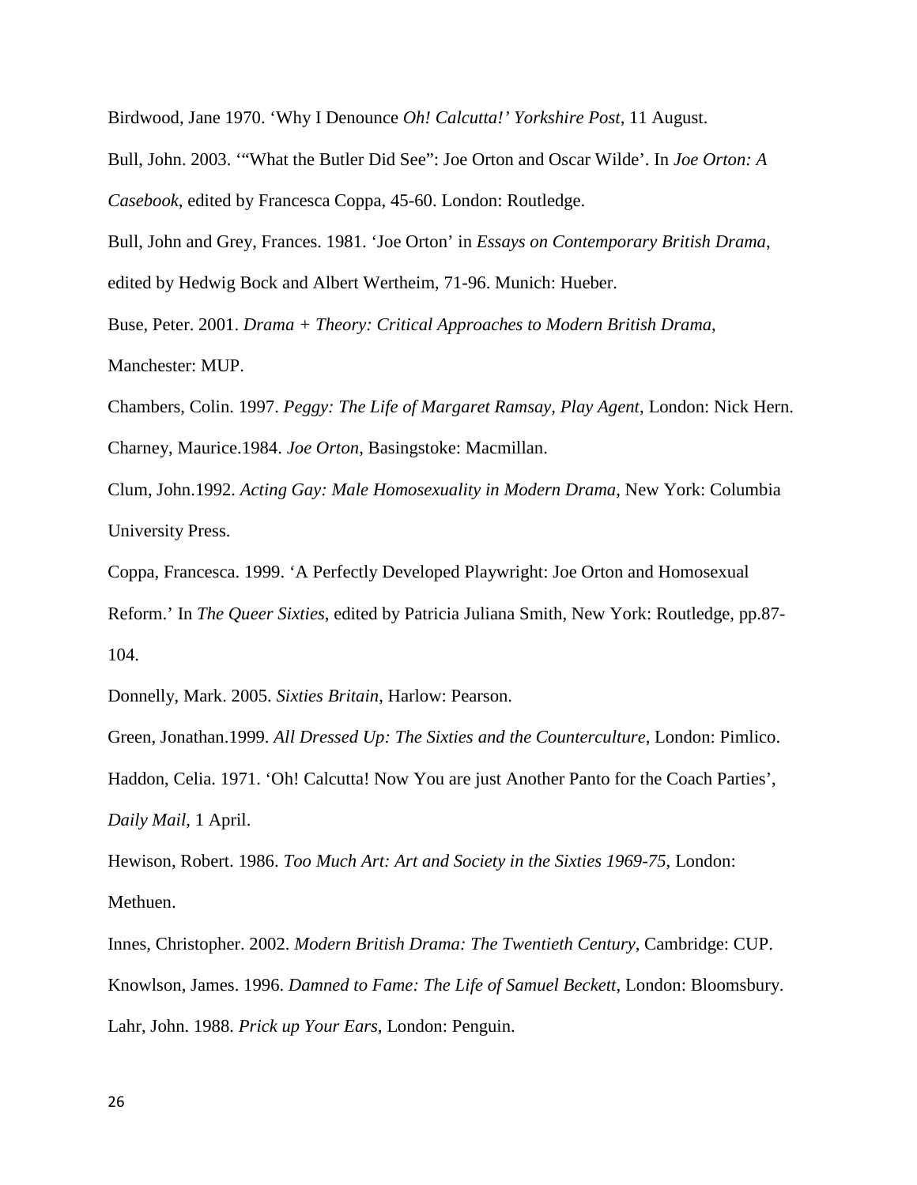Birdwood, Jane 1970. ‘Why I Denounce *Oh! Calcutta!’ Yorkshire Post*, 11 August.

Bull, John. 2003. ‘“What the Butler Did See”: Joe Orton and Oscar Wilde’. In *Joe Orton: A Casebook*, edited by Francesca Coppa, 45-60. London: Routledge.

Bull, John and Grey, Frances. 1981. ‘Joe Orton’ in *Essays on Contemporary British Drama*, edited by Hedwig Bock and Albert Wertheim, 71-96. Munich: Hueber.

Buse, Peter. 2001. *Drama + Theory: Critical Approaches to Modern British Drama*, Manchester: MUP.

Chambers, Colin. 1997. *Peggy: The Life of Margaret Ramsay, Play Agent*, London: Nick Hern.

Charney, Maurice.1984. *Joe Orton*, Basingstoke: Macmillan.

Clum, John.1992. *Acting Gay: Male Homosexuality in Modern Drama*, New York: Columbia University Press.

Coppa, Francesca. 1999. ‘A Perfectly Developed Playwright: Joe Orton and Homosexual Reform.’ In *The Queer Sixties*, edited by Patricia Juliana Smith, New York: Routledge, pp.87-104.

Donnelly, Mark. 2005. *Sixties Britain*, Harlow: Pearson.

Green, Jonathan.1999. *All Dressed Up: The Sixties and the Counterculture*, London: Pimlico.

Haddon, Celia. 1971. ‘Oh! Calcutta! Now You are just Another Panto for the Coach Parties’, *Daily Mail*, 1 April.

Hewison, Robert. 1986. *Too Much Art: Art and Society in the Sixties 1969-75*, London: Methuen.

Innes, Christopher. 2002. *Modern British Drama: The Twentieth Century*, Cambridge: CUP.

Knowlson, James. 1996. *Damned to Fame: The Life of Samuel Beckett*, London: Bloomsbury.

Lahr, John. 1988. *Prick up Your Ears*, London: Penguin.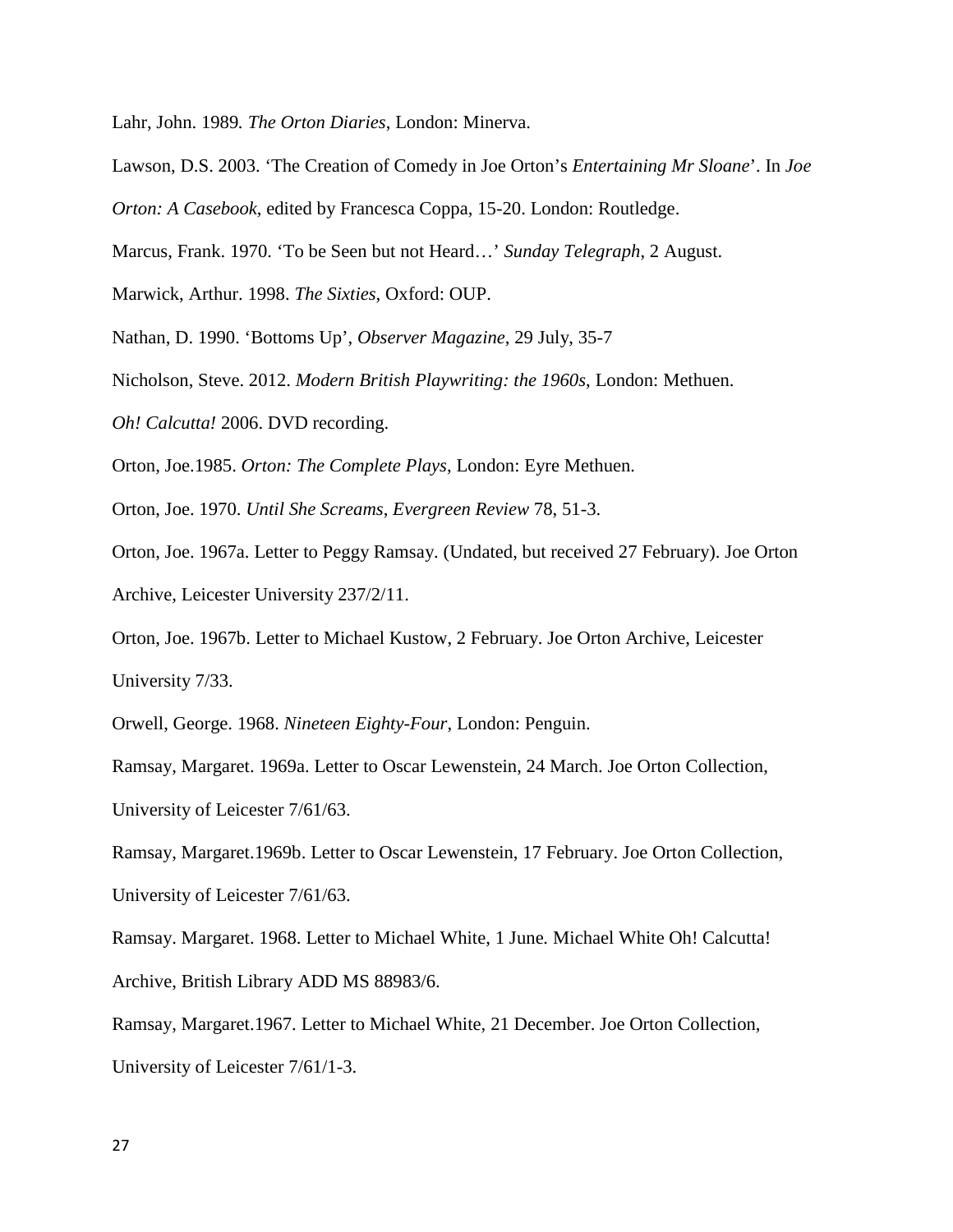Lahr, John. 1989*. The Orton Diaries*, London: Minerva.

Lawson, D.S. 2003. 'The Creation of Comedy in Joe Orton's *Entertaining Mr Sloane*'. In *Joe Orton: A Casebook*, edited by Francesca Coppa, 15-20. London: Routledge.

Marcus, Frank. 1970. 'To be Seen but not Heard…' *Sunday Telegraph*, 2 August.

Marwick, Arthur. 1998. *The Sixties*, Oxford: OUP.

Nathan, D. 1990. 'Bottoms Up', *Observer Magazine*, 29 July, 35-7

Nicholson, Steve. 2012. *Modern British Playwriting: the 1960s*, London: Methuen.

*Oh! Calcutta!* 2006. DVD recording.

Orton, Joe.1985. *Orton: The Complete Plays*, London: Eyre Methuen.

Orton, Joe. 1970. *Until She Screams*, *Evergreen Review* 78, 51-3.

Orton, Joe. 1967a. Letter to Peggy Ramsay. (Undated, but received 27 February). Joe Orton Archive, Leicester University 237/2/11.

Orton, Joe. 1967b. Letter to Michael Kustow, 2 February. Joe Orton Archive, Leicester University 7/33.

Orwell, George. 1968. *Nineteen Eighty-Four*, London: Penguin.

Ramsay, Margaret. 1969a. Letter to Oscar Lewenstein, 24 March. Joe Orton Collection, University of Leicester 7/61/63.

Ramsay, Margaret.1969b. Letter to Oscar Lewenstein, 17 February. Joe Orton Collection, University of Leicester 7/61/63.

Ramsay. Margaret. 1968. Letter to Michael White, 1 June*.* Michael White Oh! Calcutta! Archive, British Library ADD MS 88983/6.

Ramsay, Margaret.1967. Letter to Michael White, 21 December. Joe Orton Collection, University of Leicester 7/61/1-3.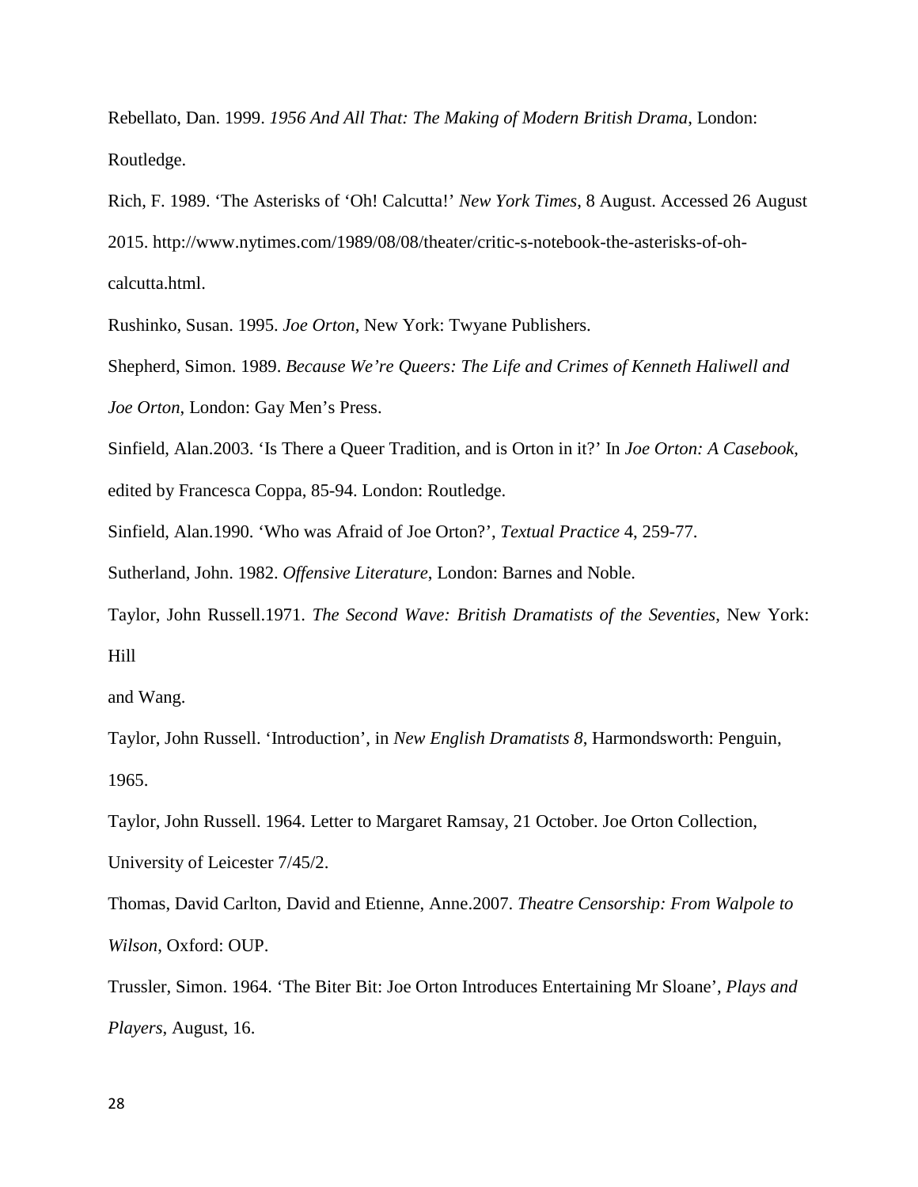Rebellato, Dan. 1999. *1956 And All That: The Making of Modern British Drama*, London: Routledge.

Rich, F. 1989. 'The Asterisks of 'Oh! Calcutta!' *New York Times*, 8 August. Accessed 26 August 2015. http://www.nytimes.com/1989/08/08/theater/critic-s-notebook-the-asterisks-of-oh-calcutta.html.

Rushinko, Susan. 1995. *Joe Orton*, New York: Twyane Publishers.

Shepherd, Simon. 1989. *Because We're Queers: The Life and Crimes of Kenneth Haliwell and Joe Orton*, London: Gay Men's Press.

Sinfield, Alan.2003. 'Is There a Queer Tradition, and is Orton in it?' In *Joe Orton: A Casebook*, edited by Francesca Coppa, 85-94. London: Routledge.

Sinfield, Alan.1990. 'Who was Afraid of Joe Orton?', *Textual Practice* 4, 259-77.

Sutherland, John. 1982. *Offensive Literature*, London: Barnes and Noble.

Taylor, John Russell.1971. *The Second Wave: British Dramatists of the Seventies*, New York: Hill and Wang.

Taylor, John Russell. 'Introduction', in *New English Dramatists 8*, Harmondsworth: Penguin, 1965.

Taylor, John Russell. 1964. Letter to Margaret Ramsay, 21 October. Joe Orton Collection, University of Leicester 7/45/2.

Thomas, David Carlton, David and Etienne, Anne.2007. *Theatre Censorship: From Walpole to Wilson*, Oxford: OUP.

Trussler, Simon. 1964. 'The Biter Bit: Joe Orton Introduces Entertaining Mr Sloane', *Plays and Players*, August, 16.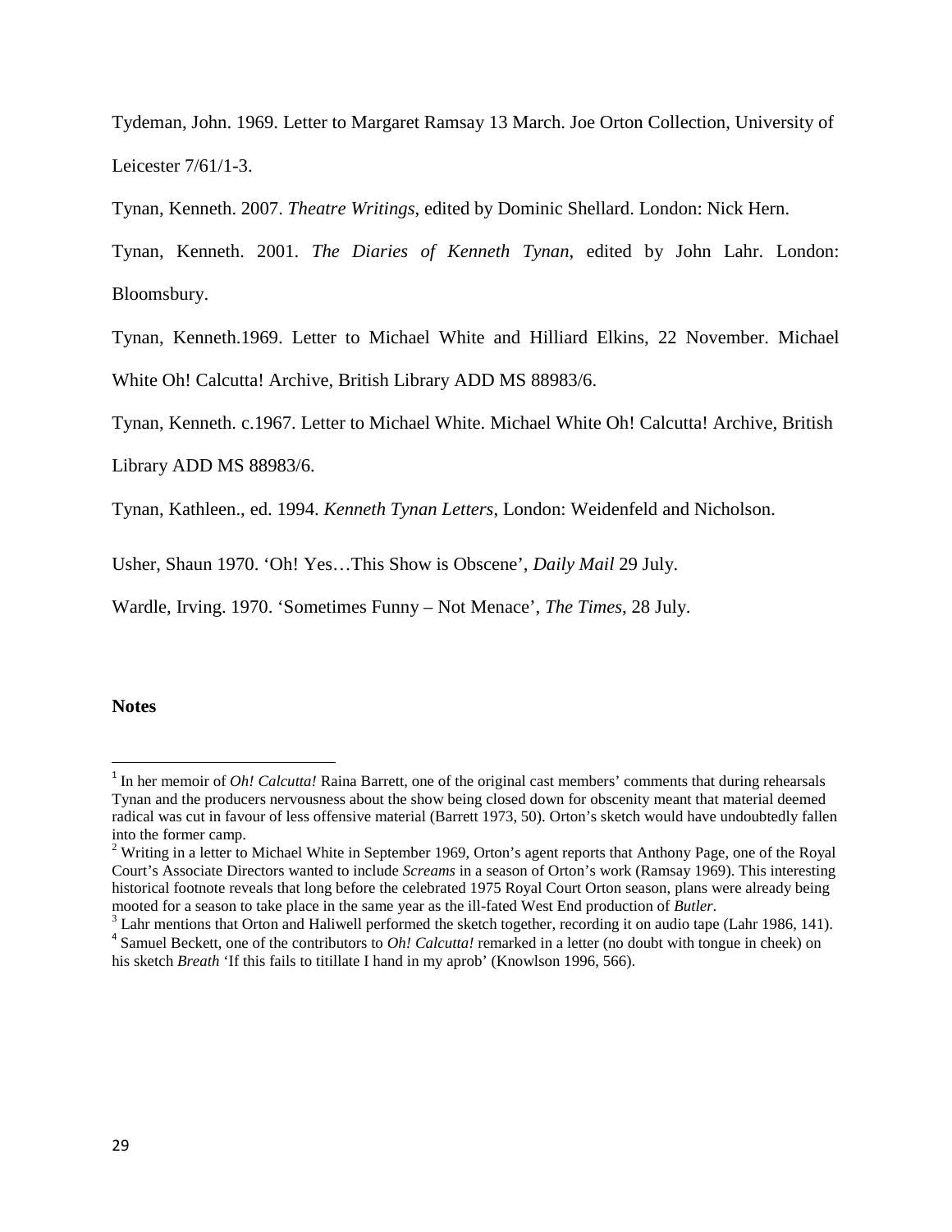Tydeman, John. 1969. Letter to Margaret Ramsay 13 March. Joe Orton Collection, University of Leicester 7/61/1-3.

Tynan, Kenneth. 2007. *Theatre Writings*, edited by Dominic Shellard. London: Nick Hern.

Tynan, Kenneth. 2001. *The Diaries of Kenneth Tynan*, edited by John Lahr. London: Bloomsbury.

Tynan, Kenneth.1969. Letter to Michael White and Hilliard Elkins, 22 November. Michael White Oh! Calcutta! Archive, British Library ADD MS 88983/6.

Tynan, Kenneth. c.1967. Letter to Michael White. Michael White Oh! Calcutta! Archive, British Library ADD MS 88983/6.

Tynan, Kathleen., ed. 1994. *Kenneth Tynan Letters*, London: Weidenfeld and Nicholson.

Usher, Shaun 1970. 'Oh! Yes…This Show is Obscene', *Daily Mail* 29 July.

Wardle, Irving. 1970. 'Sometimes Funny – Not Menace', *The Times*, 28 July.

**Notes**

[1] In her memoir of *Oh! Calcutta!* Raina Barrett, one of the original cast members' comments that during rehearsals Tynan and the producers nervousness about the show being closed down for obscenity meant that material deemed radical was cut in favour of less offensive material (Barrett 1973, 50). Orton's sketch would have undoubtedly fallen into the former camp.

[2] Writing in a letter to Michael White in September 1969, Orton's agent reports that Anthony Page, one of the Royal Court's Associate Directors wanted to include *Screams* in a season of Orton's work (Ramsay 1969). This interesting historical footnote reveals that long before the celebrated 1975 Royal Court Orton season, plans were already being mooted for a season to take place in the same year as the ill-fated West End production of *Butler*.

[3] Lahr mentions that Orton and Haliwell performed the sketch together, recording it on audio tape (Lahr 1986, 141).

[4] Samuel Beckett, one of the contributors to *Oh! Calcutta!* remarked in a letter (no doubt with tongue in cheek) on his sketch *Breath* 'If this fails to titillate I hand in my aprob' (Knowlson 1996, 566).